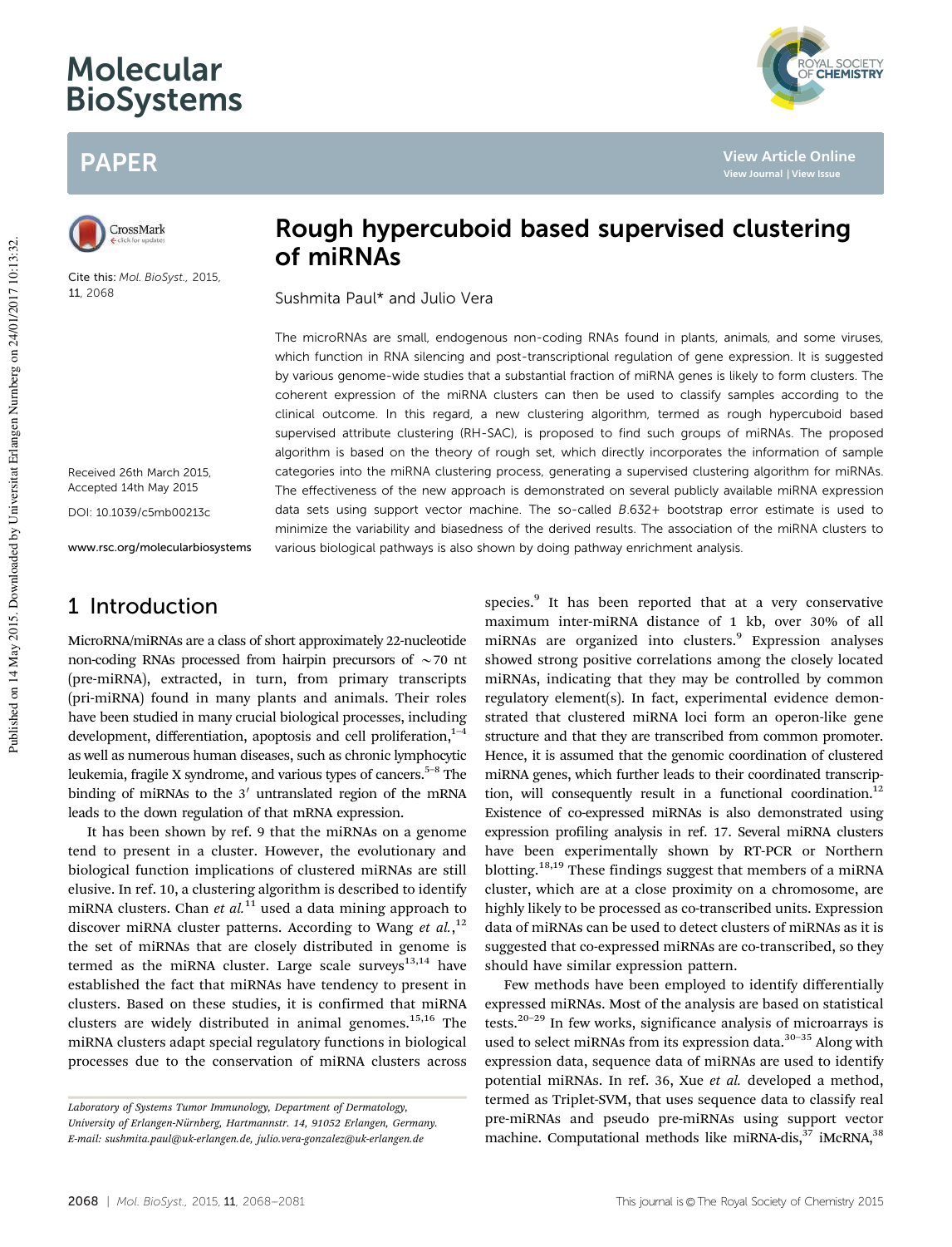# Rough hypercuboid based supervised clustering of miRNAs

Sushmita Paul* and Julio Vera

Cite this: *Mol. BioSyst.*, 2015, 11, 2068

Received 26th March 2015, Accepted 14th May 2015

DOI: 10.1039/c5mb00213c

www.rsc.org/molecularbiosystems

The microRNAs are small, endogenous non-coding RNAs found in plants, animals, and some viruses, which function in RNA silencing and post-transcriptional regulation of gene expression. It is suggested by various genome-wide studies that a substantial fraction of miRNA genes is likely to form clusters. The coherent expression of the miRNA clusters can then be used to classify samples according to the clinical outcome. In this regard, a new clustering algorithm, termed as rough hypercuboid based supervised attribute clustering (RH-SAC), is proposed to find such groups of miRNAs. The proposed algorithm is based on the theory of rough set, which directly incorporates the information of sample categories into the miRNA clustering process, generating a supervised clustering algorithm for miRNAs. The effectiveness of the new approach is demonstrated on several publicly available miRNA expression data sets using support vector machine. The so-called *B*.632+ bootstrap error estimate is used to minimize the variability and biasedness of the derived results. The association of the miRNA clusters to various biological pathways is also shown by doing pathway enrichment analysis.

## 1 Introduction

MicroRNA/miRNAs are a class of short approximately 22-nucleotide non-coding RNAs processed from hairpin precursors of ~70 nt (pre-miRNA), extracted, in turn, from primary transcripts (pri-miRNA) found in many plants and animals. Their roles have been studied in many crucial biological processes, including development, differentiation, apoptosis and cell proliferation,[1–4] as well as numerous human diseases, such as chronic lymphocytic leukemia, fragile X syndrome, and various types of cancers.[5–8] The binding of miRNAs to the 3′ untranslated region of the mRNA leads to the down regulation of that mRNA expression.

It has been shown by ref. 9 that the miRNAs on a genome tend to present in a cluster. However, the evolutionary and biological function implications of clustered miRNAs are still elusive. In ref. 10, a clustering algorithm is described to identify miRNA clusters. Chan *et al.*[11] used a data mining approach to discover miRNA cluster patterns. According to Wang *et al.*,[12] the set of miRNAs that are closely distributed in genome is termed as the miRNA cluster. Large scale surveys[13,14] have established the fact that miRNAs have tendency to present in clusters. Based on these studies, it is confirmed that miRNA clusters are widely distributed in animal genomes.[15,16] The miRNA clusters adapt special regulatory functions in biological processes due to the conservation of miRNA clusters across species.[9] It has been reported that at a very conservative maximum inter-miRNA distance of 1 kb, over 30% of all miRNAs are organized into clusters.[9] Expression analyses showed strong positive correlations among the closely located miRNAs, indicating that they may be controlled by common regulatory element(s). In fact, experimental evidence demonstrated that clustered miRNA loci form an operon-like gene structure and that they are transcribed from common promoter. Hence, it is assumed that the genomic coordination of clustered miRNA genes, which further leads to their coordinated transcription, will consequently result in a functional coordination.[12] Existence of co-expressed miRNAs is also demonstrated using expression profiling analysis in ref. 17. Several miRNA clusters have been experimentally shown by RT-PCR or Northern blotting.[18,19] These findings suggest that members of a miRNA cluster, which are at a close proximity on a chromosome, are highly likely to be processed as co-transcribed units. Expression data of miRNAs can be used to detect clusters of miRNAs as it is suggested that co-expressed miRNAs are co-transcribed, so they should have similar expression pattern.

Few methods have been employed to identify differentially expressed miRNAs. Most of the analysis are based on statistical tests.[20–29] In few works, significance analysis of microarrays is used to select miRNAs from its expression data.[30–35] Along with expression data, sequence data of miRNAs are used to identify potential miRNAs. In ref. 36, Xue *et al.* developed a method, termed as Triplet-SVM, that uses sequence data to classify real pre-miRNAs and pseudo pre-miRNAs using support vector machine. Computational methods like miRNA-dis,[37] iMcRNA,[38]

Laboratory of Systems Tumor Immunology, Department of Dermatology, University of Erlangen-Nürnberg, Hartmannstr. 14, 91052 Erlangen, Germany. E-mail: sushmita.paul@uk-erlangen.de, julio.vera-gonzalez@uk-erlangen.de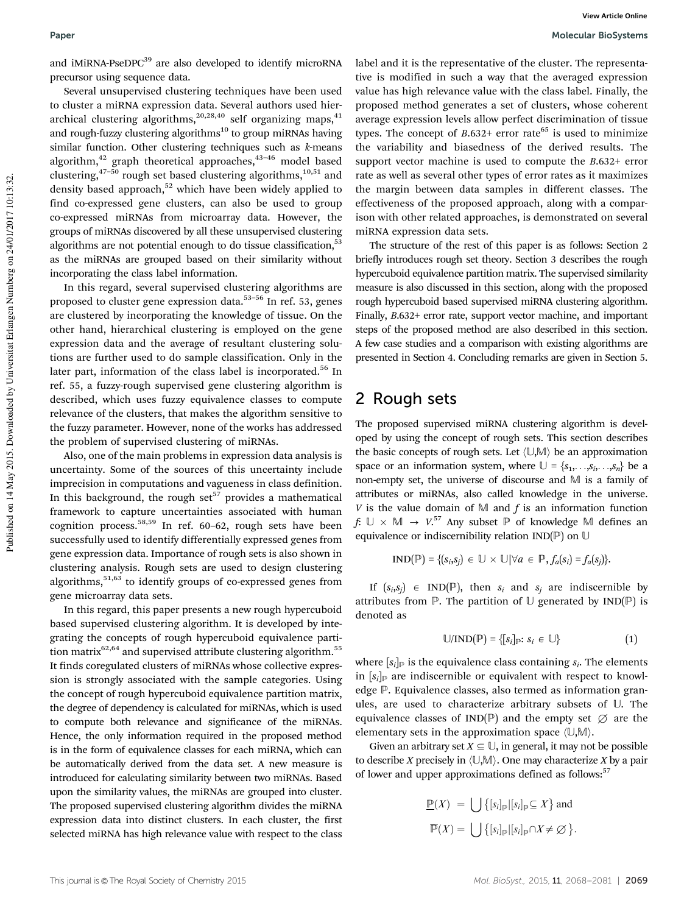and iMiRNA-PseDPC[39] are also developed to identify microRNA precursor using sequence data.

Several unsupervised clustering techniques have been used to cluster a miRNA expression data. Several authors used hierarchical clustering algorithms,[20,28,40] self organizing maps,[41] and rough-fuzzy clustering algorithms[10] to group miRNAs having similar function. Other clustering techniques such as $k$-means algorithm,[42] graph theoretical approaches,[43–46] model based clustering,[47–50] rough set based clustering algorithms,[10,51] and density based approach,[52] which have been widely applied to find co-expressed gene clusters, can also be used to group co-expressed miRNAs from microarray data. However, the groups of miRNAs discovered by all these unsupervised clustering algorithms are not potential enough to do tissue classification,[53] as the miRNAs are grouped based on their similarity without incorporating the class label information.

In this regard, several supervised clustering algorithms are proposed to cluster gene expression data.[53–56] In ref. 53, genes are clustered by incorporating the knowledge of tissue. On the other hand, hierarchical clustering is employed on the gene expression data and the average of resultant clustering solutions are further used to do sample classification. Only in the later part, information of the class label is incorporated.[56] In ref. 55, a fuzzy-rough supervised gene clustering algorithm is described, which uses fuzzy equivalence classes to compute relevance of the clusters, that makes the algorithm sensitive to the fuzzy parameter. However, none of the works has addressed the problem of supervised clustering of miRNAs.

Also, one of the main problems in expression data analysis is uncertainty. Some of the sources of this uncertainty include imprecision in computations and vagueness in class definition. In this background, the rough set[57] provides a mathematical framework to capture uncertainties associated with human cognition process.[58,59] In ref. 60–62, rough sets have been successfully used to identify differentially expressed genes from gene expression data. Importance of rough sets is also shown in clustering analysis. Rough sets are used to design clustering algorithms,[51,63] to identify groups of co-expressed genes from gene microarray data sets.

In this regard, this paper presents a new rough hypercuboid based supervised clustering algorithm. It is developed by integrating the concepts of rough hypercuboid equivalence partition matrix[62,64] and supervised attribute clustering algorithm.[55] It finds coregulated clusters of miRNAs whose collective expression is strongly associated with the sample categories. Using the concept of rough hypercuboid equivalence partition matrix, the degree of dependency is calculated for miRNAs, which is used to compute both relevance and significance of the miRNAs. Hence, the only information required in the proposed method is in the form of equivalence classes for each miRNA, which can be automatically derived from the data set. A new measure is introduced for calculating similarity between two miRNAs. Based upon the similarity values, the miRNAs are grouped into cluster. The proposed supervised clustering algorithm divides the miRNA expression data into distinct clusters. In each cluster, the first selected miRNA has high relevance value with respect to the class label and it is the representative of the cluster. The representative is modified in such a way that the averaged expression value has high relevance value with the class label. Finally, the proposed method generates a set of clusters, whose coherent average expression levels allow perfect discrimination of tissue types. The concept of $B.632+$ error rate[65] is used to minimize the variability and biasedness of the derived results. The support vector machine is used to compute the $B.632+$ error rate as well as several other types of error rates as it maximizes the margin between data samples in different classes. The effectiveness of the proposed approach, along with a comparison with other related approaches, is demonstrated on several miRNA expression data sets.

The structure of the rest of this paper is as follows: Section 2 briefly introduces rough set theory. Section 3 describes the rough hypercuboid equivalence partition matrix. The supervised similarity measure is also discussed in this section, along with the proposed rough hypercuboid based supervised miRNA clustering algorithm. Finally, $B.632+$ error rate, support vector machine, and important steps of the proposed method are also described in this section. A few case studies and a comparison with existing algorithms are presented in Section 4. Concluding remarks are given in Section 5.

## 2 Rough sets

The proposed supervised miRNA clustering algorithm is developed by using the concept of rough sets. This section describes the basic concepts of rough sets. Let $\langle \mathbb{U},\mathbb{M} \rangle$ be an approximation space or an information system, where $\mathbb{U} = \{s_1,\ldots,s_i,\ldots,s_n\}$ be a non-empty set, the universe of discourse and $\mathbb{M}$ is a family of attributes or miRNAs, also called knowledge in the universe. $V$ is the value domain of $\mathbb{M}$ and $f$ is an information function $f$: $\mathbb{U} \times \mathbb{M} \rightarrow V$.[57] Any subset $\mathbb{P}$ of knowledge $\mathbb{M}$ defines an equivalence or indiscernibility relation IND($\mathbb{P}$) on $\mathbb{U}$

$$\text{IND}(\mathbb{P}) = \{(s_i,s_j) \in \mathbb{U} \times \mathbb{U} | \forall a \in \mathbb{P}, f_a(s_i) = f_a(s_j)\}.$$

If $(s_i,s_j) \in \text{IND}(\mathbb{P})$, then $s_i$ and $s_j$ are indiscernible by attributes from $\mathbb{P}$. The partition of $\mathbb{U}$ generated by IND($\mathbb{P}$) is denoted as

$$\mathbb{U}/\text{IND}(\mathbb{P}) = \{[s_i]_{\mathbb{P}}: s_i \in \mathbb{U}\} \tag{1}$$

where $[s_i]_{\mathbb{P}}$ is the equivalence class containing $s_i$. The elements in $[s_i]_{\mathbb{P}}$ are indiscernible or equivalent with respect to knowledge $\mathbb{P}$. Equivalence classes, also termed as information granules, are used to characterize arbitrary subsets of $\mathbb{U}$. The equivalence classes of IND($\mathbb{P}$) and the empty set $\varnothing$ are the elementary sets in the approximation space $\langle \mathbb{U},\mathbb{M} \rangle$.

Given an arbitrary set $X \subseteq \mathbb{U}$, in general, it may not be possible to describe $X$ precisely in $\langle \mathbb{U},\mathbb{M} \rangle$. One may characterize $X$ by a pair of lower and upper approximations defined as follows:[57]

$$\underline{\mathbb{P}}(X) = \bigcup \{[s_i]_{\mathbb{P}} | [s_i]_{\mathbb{P}} \subseteq X\} \text{ and}$$

$$\overline{\mathbb{P}}(X) = \bigcup \{[s_i]_{\mathbb{P}} | [s_i]_{\mathbb{P}} \cap X \neq \varnothing\}.$$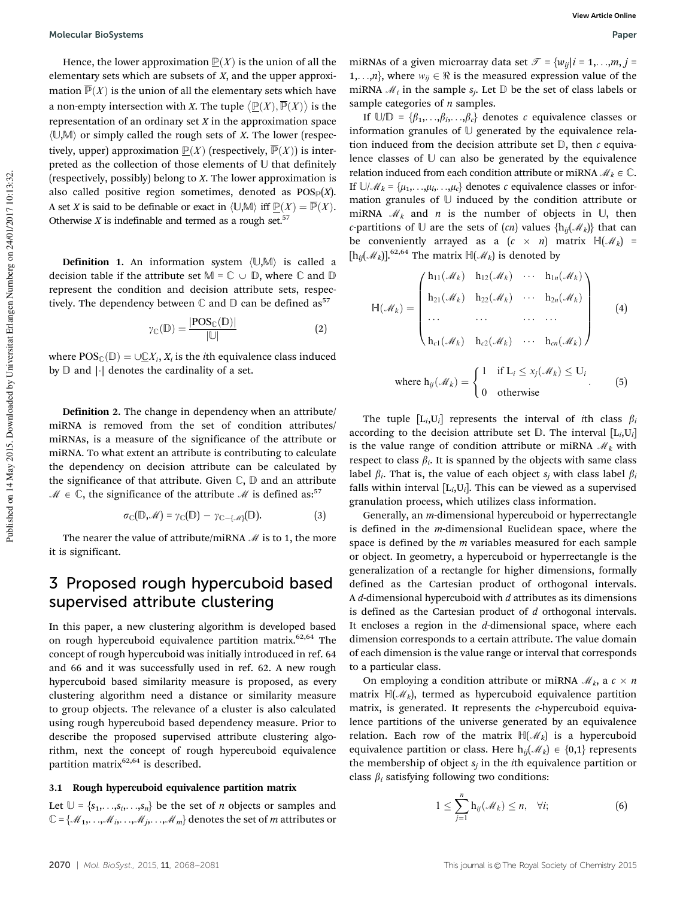Hence, the lower approximation $\underline{\mathbb{P}}(X)$ is the union of all the elementary sets which are subsets of $X$, and the upper approximation $\overline{\mathbb{P}}(X)$ is the union of all the elementary sets which have a non-empty intersection with $X$. The tuple $\langle \underline{\mathbb{P}}(X), \overline{\mathbb{P}}(X) \rangle$ is the representation of an ordinary set $X$ in the approximation space $\langle \mathbb{U}, \mathbb{M} \rangle$ or simply called the rough sets of $X$. The lower (respectively, upper) approximation $\underline{\mathbb{P}}(X)$ (respectively, $\overline{\mathbb{P}}(X)$) is interpreted as the collection of those elements of $\mathbb{U}$ that definitely (respectively, possibly) belong to $X$. The lower approximation is also called positive region sometimes, denoted as $\mathrm{POS}_{\mathbb{P}}(X)$. A set $X$ is said to be definable or exact in $\langle \mathbb{U}, \mathbb{M} \rangle$ iff $\underline{\mathbb{P}}(X) = \overline{\mathbb{P}}(X)$. Otherwise $X$ is indefinable and termed as a rough set.[57]

**Definition 1.** An information system $\langle \mathbb{U}, \mathbb{M} \rangle$ is called a decision table if the attribute set $\mathbb{M} = \mathbb{C} \cup \mathbb{D}$, where $\mathbb{C}$ and $\mathbb{D}$ represent the condition and decision attribute sets, respectively. The dependency between $\mathbb{C}$ and $\mathbb{D}$ can be defined as[57]

$$\gamma_{\mathbb{C}}(\mathbb{D}) = \frac{|\mathrm{POS}_{\mathbb{C}}(\mathbb{D})|}{|\mathbb{U}|} \tag{2}$$

where $\mathrm{POS}_{\mathbb{C}}(\mathbb{D}) = \cup \underline{\mathbb{C}} X_i$, $X_i$ is the $i$th equivalence class induced by $\mathbb{D}$ and $|\cdot|$ denotes the cardinality of a set.

**Definition 2.** The change in dependency when an attribute/miRNA is removed from the set of condition attributes/miRNAs, is a measure of the significance of the attribute or miRNA. To what extent an attribute is contributing to calculate the dependency on decision attribute can be calculated by the significance of that attribute. Given $\mathbb{C}$, $\mathbb{D}$ and an attribute $\mathscr{M} \in \mathbb{C}$, the significance of the attribute $\mathscr{M}$ is defined as:[57]

$$\sigma_{\mathbb{C}}(\mathbb{D}, \mathscr{M}) = \gamma_{\mathbb{C}}(\mathbb{D}) - \gamma_{\mathbb{C}-\{\mathscr{M}\}}(\mathbb{D}). \tag{3}$$

The nearer the value of attribute/miRNA $\mathscr{M}$ is to 1, the more it is significant.

## 3 Proposed rough hypercuboid based supervised attribute clustering

In this paper, a new clustering algorithm is developed based on rough hypercuboid equivalence partition matrix.[62,64] The concept of rough hypercuboid was initially introduced in ref. 64 and 66 and it was successfully used in ref. 62. A new rough hypercuboid based similarity measure is proposed, as every clustering algorithm need a distance or similarity measure to group objects. The relevance of a cluster is also calculated using rough hypercuboid based dependency measure. Prior to describe the proposed supervised attribute clustering algorithm, next the concept of rough hypercuboid equivalence partition matrix[62,64] is described.

### 3.1 Rough hypercuboid equivalence partition matrix

Let $\mathbb{U} = \{s_1,\ldots,s_i,\ldots,s_n\}$ be the set of $n$ objects or samples and $\mathbb{C} = \{\mathscr{M}_1,\ldots,\mathscr{M}_i,\ldots,\mathscr{M}_j,\ldots,\mathscr{M}_m\}$ denotes the set of $m$ attributes or miRNAs of a given microarray data set $\mathscr{T} = \{w_{ij} | i = 1,\ldots,m, j = 1,\ldots,n\}$, where $w_{ij} \in \Re$ is the measured expression value of the miRNA $\mathscr{M}_i$ in the sample $s_j$. Let $\mathbb{D}$ be the set of class labels or sample categories of $n$ samples.

If $\mathbb{U}/\mathbb{D} = \{\beta_1,\ldots,\beta_i,\ldots,\beta_c\}$ denotes $c$ equivalence classes or information granules of $\mathbb{U}$ generated by the equivalence relation induced from the decision attribute set $\mathbb{D}$, then $c$ equivalence classes of $\mathbb{U}$ can also be generated by the equivalence relation induced from each condition attribute or miRNA $\mathscr{M}_k \in \mathbb{C}$. If $\mathbb{U}/\mathscr{M}_k = \{\mu_1,\ldots,\mu_i,\ldots,\mu_c\}$ denotes $c$ equivalence classes or information granules of $\mathbb{U}$ induced by the condition attribute or miRNA $\mathscr{M}_k$ and $n$ is the number of objects in $\mathbb{U}$, then $c$-partitions of $\mathbb{U}$ are the sets of $(cn)$ values $\{\mathrm{h}_{ij}(\mathscr{M}_k)\}$ that can be conveniently arrayed as a $(c \times n)$ matrix $\mathbb{H}(\mathscr{M}_k) = [\mathrm{h}_{ij}(\mathscr{M}_k)]$.[62,64] The matrix $\mathbb{H}(\mathscr{M}_k)$ is denoted by

$$\mathbb{H}(\mathscr{M}_k) = \begin{pmatrix} \mathrm{h}_{11}(\mathscr{M}_k) & \mathrm{h}_{12}(\mathscr{M}_k) & \cdots & \mathrm{h}_{1n}(\mathscr{M}_k) \\ \mathrm{h}_{21}(\mathscr{M}_k) & \mathrm{h}_{22}(\mathscr{M}_k) & \cdots & \mathrm{h}_{2n}(\mathscr{M}_k) \\ \cdots & \cdots & \cdots & \cdots \\ \mathrm{h}_{c1}(\mathscr{M}_k) & \mathrm{h}_{c2}(\mathscr{M}_k) & \cdots & \mathrm{h}_{cn}(\mathscr{M}_k) \end{pmatrix} \tag{4}$$

$$\text{where } \mathrm{h}_{ij}(\mathscr{M}_k) = \begin{cases} 1 & \text{if } \mathrm{L}_i \leq x_j(\mathscr{M}_k) \leq \mathrm{U}_i \\ 0 & \text{otherwise} \end{cases}. \tag{5}$$

The tuple $[\mathrm{L}_i,\mathrm{U}_i]$ represents the interval of $i$th class $\beta_i$ according to the decision attribute set $\mathbb{D}$. The interval $[\mathrm{L}_i,\mathrm{U}_i]$ is the value range of condition attribute or miRNA $\mathscr{M}_k$ with respect to class $\beta_i$. It is spanned by the objects with same class label $\beta_i$. That is, the value of each object $s_j$ with class label $\beta_i$ falls within interval $[\mathrm{L}_i,\mathrm{U}_i]$. This can be viewed as a supervised granulation process, which utilizes class information.

Generally, an $m$-dimensional hypercuboid or hyperrectangle is defined in the $m$-dimensional Euclidean space, where the space is defined by the $m$ variables measured for each sample or object. In geometry, a hypercuboid or hyperrectangle is the generalization of a rectangle for higher dimensions, formally defined as the Cartesian product of orthogonal intervals. A $d$-dimensional hypercuboid with $d$ attributes as its dimensions is defined as the Cartesian product of $d$ orthogonal intervals. It encloses a region in the $d$-dimensional space, where each dimension corresponds to a certain attribute. The value domain of each dimension is the value range or interval that corresponds to a particular class.

On employing a condition attribute or miRNA $\mathscr{M}_k$, a $c \times n$ matrix $\mathbb{H}(\mathscr{M}_k)$, termed as hypercuboid equivalence partition matrix, is generated. It represents the $c$-hypercuboid equivalence partitions of the universe generated by an equivalence relation. Each row of the matrix $\mathbb{H}(\mathscr{M}_k)$ is a hypercuboid equivalence partition or class. Here $\mathrm{h}_{ij}(\mathscr{M}_k) \in \{0,1\}$ represents the membership of object $s_j$ in the $i$th equivalence partition or class $\beta_i$ satisfying following two conditions:

$$1 \leq \sum_{j=1}^{n} \mathrm{h}_{ij}(\mathscr{M}_k) \leq n, \quad \forall i; \tag{6}$$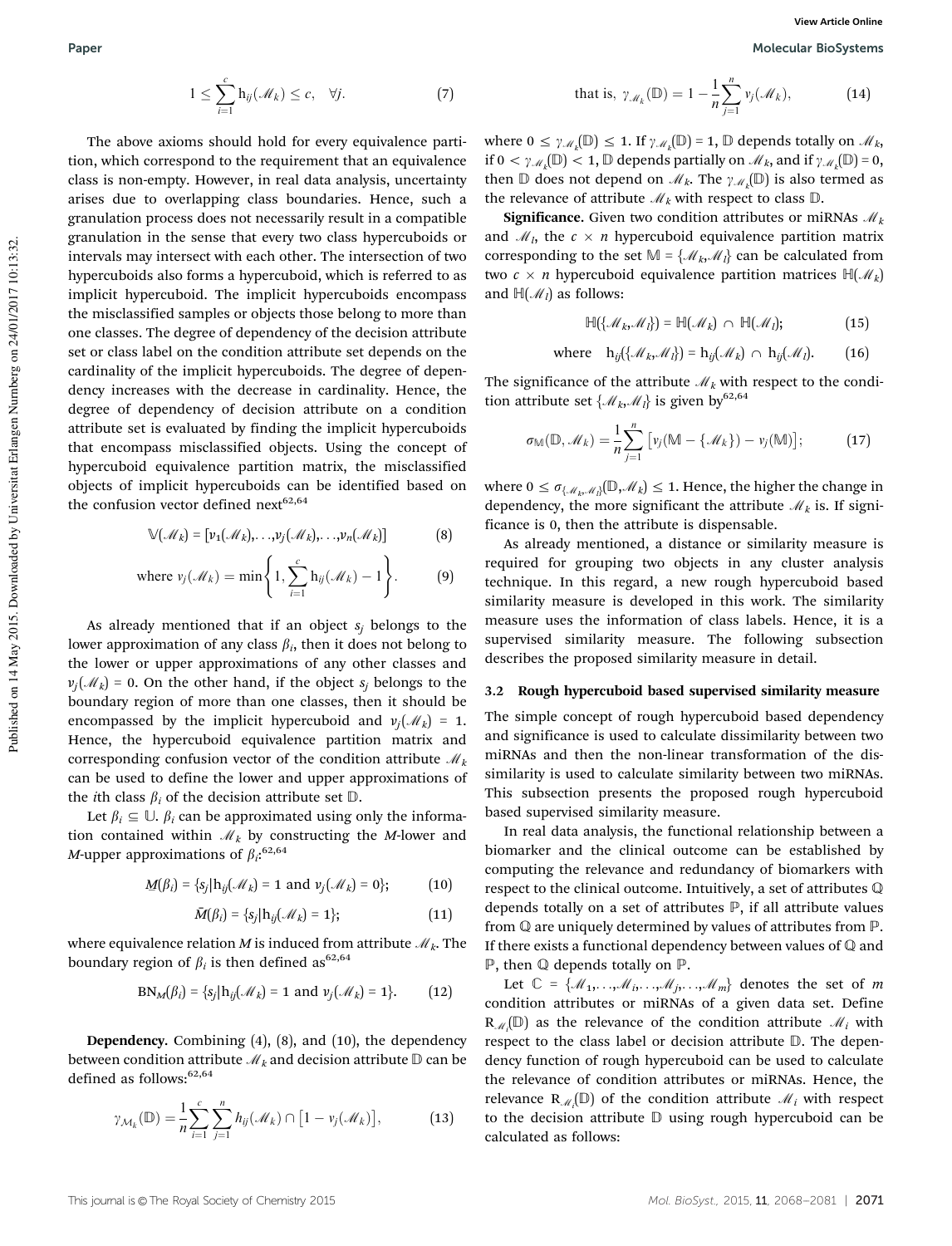$$1 \leq \sum_{i=1}^{c} h_{ij}(\mathscr{M}_k) \leq c, \quad \forall j. \tag{7}$$

The above axioms should hold for every equivalence partition, which correspond to the requirement that an equivalence class is non-empty. However, in real data analysis, uncertainty arises due to overlapping class boundaries. Hence, such a granulation process does not necessarily result in a compatible granulation in the sense that every two class hypercuboids or intervals may intersect with each other. The intersection of two hypercuboids also forms a hypercuboid, which is referred to as implicit hypercuboid. The implicit hypercuboids encompass the misclassified samples or objects those belong to more than one classes. The degree of dependency of the decision attribute set or class label on the condition attribute set depends on the cardinality of the implicit hypercuboids. The degree of dependency increases with the decrease in cardinality. Hence, the degree of dependency of decision attribute on a condition attribute set is evaluated by finding the implicit hypercuboids that encompass misclassified objects. Using the concept of hypercuboid equivalence partition matrix, the misclassified objects of implicit hypercuboids can be identified based on the confusion vector defined next[62,64]

$$\mathbb{V}(\mathscr{M}_k) = [v_1(\mathscr{M}_k), \ldots, v_j(\mathscr{M}_k), \ldots, v_n(\mathscr{M}_k)] \tag{8}$$

$$\text{where } v_j(\mathscr{M}_k) = \min\left\{1, \sum_{i=1}^{c} h_{ij}(\mathscr{M}_k) - 1\right\}. \tag{9}$$

As already mentioned that if an object $s_j$ belongs to the lower approximation of any class $\beta_i$, then it does not belong to the lower or upper approximations of any other classes and $v_j(\mathscr{M}_k) = 0$. On the other hand, if the object $s_j$ belongs to the boundary region of more than one classes, then it should be encompassed by the implicit hypercuboid and $v_j(\mathscr{M}_k) = 1$. Hence, the hypercuboid equivalence partition matrix and corresponding confusion vector of the condition attribute $\mathscr{M}_k$ can be used to define the lower and upper approximations of the $i$th class $\beta_i$ of the decision attribute set $\mathbb{D}$.

Let $\beta_i \subseteq \mathbb{U}$. $\beta_i$ can be approximated using only the information contained within $\mathscr{M}_k$ by constructing the *M*-lower and *M*-upper approximations of $\beta_i$:[62,64]

$$\underline{M}(\beta_i) = \{s_j | h_{ij}(\mathscr{M}_k) = 1 \text{ and } v_j(\mathscr{M}_k) = 0\}; \tag{10}$$

$$\bar{M}(\beta_i) = \{s_j | h_{ij}(\mathscr{M}_k) = 1\}; \tag{11}$$

where equivalence relation *M* is induced from attribute $\mathscr{M}_k$. The boundary region of $\beta_i$ is then defined as[62,64]

$$\text{BN}_M(\beta_i) = \{s_j | h_{ij}(\mathscr{M}_k) = 1 \text{ and } v_j(\mathscr{M}_k) = 1\}. \tag{12}$$

**Dependency.** Combining (4), (8), and (10), the dependency between condition attribute $\mathscr{M}_k$ and decision attribute $\mathbb{D}$ can be defined as follows:[62,64]

$$\gamma_{\mathscr{M}_k}(\mathbb{D}) = \frac{1}{n} \sum_{i=1}^{c} \sum_{j=1}^{n} h_{ij}(\mathscr{M}_k) \cap [1 - v_j(\mathscr{M}_k)], \tag{13}$$

$$\text{that is, } \gamma_{\mathscr{M}_k}(\mathbb{D}) = 1 - \frac{1}{n} \sum_{j=1}^{n} v_j(\mathscr{M}_k), \tag{14}$$

where $0 \leq \gamma_{\mathscr{M}_k}(\mathbb{D}) \leq 1$. If $\gamma_{\mathscr{M}_k}(\mathbb{D}) = 1$, $\mathbb{D}$ depends totally on $\mathscr{M}_k$, if $0 < \gamma_{\mathscr{M}_k}(\mathbb{D}) < 1$, $\mathbb{D}$ depends partially on $\mathscr{M}_k$, and if $\gamma_{\mathscr{M}_k}(\mathbb{D}) = 0$, then $\mathbb{D}$ does not depend on $\mathscr{M}_k$. The $\gamma_{\mathscr{M}_k}(\mathbb{D})$ is also termed as the relevance of attribute $\mathscr{M}_k$ with respect to class $\mathbb{D}$.

**Significance.** Given two condition attributes or miRNAs $\mathscr{M}_k$ and $\mathscr{M}_l$, the $c \times n$ hypercuboid equivalence partition matrix corresponding to the set $\mathbb{M} = \{\mathscr{M}_k, \mathscr{M}_l\}$ can be calculated from two $c \times n$ hypercuboid equivalence partition matrices $\mathbb{H}(\mathscr{M}_k)$ and $\mathbb{H}(\mathscr{M}_l)$ as follows:

$$\mathbb{H}(\{\mathscr{M}_k, \mathscr{M}_l\}) = \mathbb{H}(\mathscr{M}_k) \cap \mathbb{H}(\mathscr{M}_l); \tag{15}$$

$$\text{where} \quad h_{ij}(\{\mathscr{M}_k, \mathscr{M}_l\}) = h_{ij}(\mathscr{M}_k) \cap h_{ij}(\mathscr{M}_l). \tag{16}$$

The significance of the attribute $\mathscr{M}_k$ with respect to the condition attribute set $\{\mathscr{M}_k, \mathscr{M}_l\}$ is given by[62,64]

$$\sigma_{\mathbb{M}}(\mathbb{D}, \mathscr{M}_k) = \frac{1}{n} \sum_{j=1}^{n} [v_j(\mathbb{M} - \{\mathscr{M}_k\}) - v_j(\mathbb{M})]; \tag{17}$$

where $0 \leq \sigma_{\{\mathscr{M}_k, \mathscr{M}_l\}}(\mathbb{D}, \mathscr{M}_k) \leq 1$. Hence, the higher the change in dependency, the more significant the attribute $\mathscr{M}_k$ is. If significance is 0, then the attribute is dispensable.

As already mentioned, a distance or similarity measure is required for grouping two objects in any cluster analysis technique. In this regard, a new rough hypercuboid based similarity measure is developed in this work. The similarity measure uses the information of class labels. Hence, it is a supervised similarity measure. The following subsection describes the proposed similarity measure in detail.

### 3.2 Rough hypercuboid based supervised similarity measure

The simple concept of rough hypercuboid based dependency and significance is used to calculate dissimilarity between two miRNAs and then the non-linear transformation of the dissimilarity is used to calculate similarity between two miRNAs. This subsection presents the proposed rough hypercuboid based supervised similarity measure.

In real data analysis, the functional relationship between a biomarker and the clinical outcome can be established by computing the relevance and redundancy of biomarkers with respect to the clinical outcome. Intuitively, a set of attributes $\mathbb{Q}$ depends totally on a set of attributes $\mathbb{P}$, if all attribute values from $\mathbb{Q}$ are uniquely determined by values of attributes from $\mathbb{P}$. If there exists a functional dependency between values of $\mathbb{Q}$ and $\mathbb{P}$, then $\mathbb{Q}$ depends totally on $\mathbb{P}$.

Let $\mathbb{C} = \{\mathscr{M}_1, \ldots, \mathscr{M}_i, \ldots, \mathscr{M}_j, \ldots, \mathscr{M}_m\}$ denotes the set of $m$ condition attributes or miRNAs of a given data set. Define $R_{\mathscr{M}_i}(\mathbb{D})$ as the relevance of the condition attribute $\mathscr{M}_i$ with respect to the class label or decision attribute $\mathbb{D}$. The dependency function of rough hypercuboid can be used to calculate the relevance of condition attributes or miRNAs. Hence, the relevance $R_{\mathscr{M}_i}(\mathbb{D})$ of the condition attribute $\mathscr{M}_i$ with respect to the decision attribute $\mathbb{D}$ using rough hypercuboid can be calculated as follows: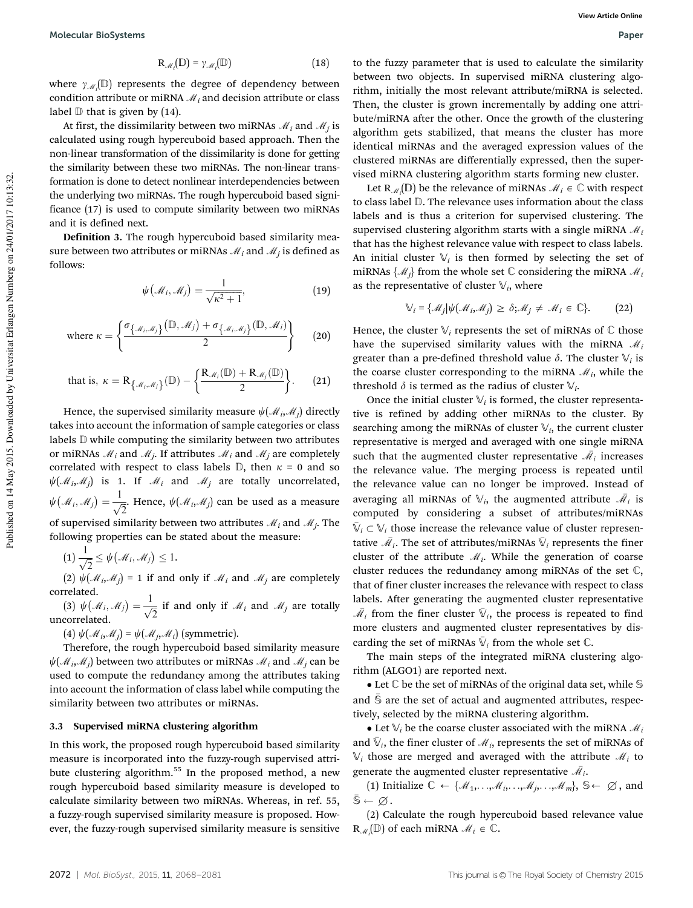$$\mathrm{R}_{\mathscr{M}_i}(\mathbb{D}) = \gamma_{\mathscr{M}_i}(\mathbb{D}) \tag{18}$$

where $\gamma_{\mathscr{M}_i}(\mathbb{D})$ represents the degree of dependency between condition attribute or miRNA $\mathscr{M}_i$ and decision attribute or class label $\mathbb{D}$ that is given by (14).

At first, the dissimilarity between two miRNAs $\mathscr{M}_i$ and $\mathscr{M}_j$ is calculated using rough hypercuboid based approach. Then the non-linear transformation of the dissimilarity is done for getting the similarity between these two miRNAs. The non-linear transformation is done to detect nonlinear interdependencies between the underlying two miRNAs. The rough hypercuboid based significance (17) is used to compute similarity between two miRNAs and it is defined next.

**Definition 3.** The rough hypercuboid based similarity measure between two attributes or miRNAs $\mathscr{M}_i$ and $\mathscr{M}_j$ is defined as follows:

$$\psi(\mathscr{M}_i, \mathscr{M}_j) = \frac{1}{\sqrt{\kappa^2 + 1}}, \tag{19}$$

$$\text{where } \kappa = \left\{ \frac{\sigma_{\{\mathscr{M}_i,\mathscr{M}_j\}}(\mathbb{D}, \mathscr{M}_j) + \sigma_{\{\mathscr{M}_i,\mathscr{M}_j\}}(\mathbb{D}, \mathscr{M}_i)}{2} \right\} \tag{20}$$

$$\text{that is, } \kappa = \mathrm{R}_{\{\mathscr{M}_i,\mathscr{M}_j\}}(\mathbb{D}) - \left\{ \frac{\mathrm{R}_{\mathscr{M}_i}(\mathbb{D}) + \mathrm{R}_{\mathscr{M}_j}(\mathbb{D})}{2} \right\}. \tag{21}$$

Hence, the supervised similarity measure $\psi(\mathscr{M}_i,\mathscr{M}_j)$ directly takes into account the information of sample categories or class labels $\mathbb{D}$ while computing the similarity between two attributes or miRNAs $\mathscr{M}_i$ and $\mathscr{M}_j$. If attributes $\mathscr{M}_i$ and $\mathscr{M}_j$ are completely correlated with respect to class labels $\mathbb{D}$, then $\kappa = 0$ and so $\psi(\mathscr{M}_i,\mathscr{M}_j)$ is 1. If $\mathscr{M}_i$ and $\mathscr{M}_j$ are totally uncorrelated, $\psi(\mathscr{M}_i, \mathscr{M}_j) = \frac{1}{\sqrt{2}}$. Hence, $\psi(\mathscr{M}_i,\mathscr{M}_j)$ can be used as a measure of supervised similarity between two attributes $\mathscr{M}_i$ and $\mathscr{M}_j$. The following properties can be stated about the measure:

(1) $\frac{1}{\sqrt{2}} \leq \psi(\mathscr{M}_i, \mathscr{M}_j) \leq 1$.

(2) $\psi(\mathscr{M}_i,\mathscr{M}_j) = 1$ if and only if $\mathscr{M}_i$ and $\mathscr{M}_j$ are completely correlated.

(3) $\psi(\mathscr{M}_i, \mathscr{M}_j) = \frac{1}{\sqrt{2}}$ if and only if $\mathscr{M}_i$ and $\mathscr{M}_j$ are totally uncorrelated.

(4) $\psi(\mathscr{M}_i,\mathscr{M}_j) = \psi(\mathscr{M}_j,\mathscr{M}_i)$ (symmetric).

Therefore, the rough hypercuboid based similarity measure $\psi(\mathscr{M}_i,\mathscr{M}_j)$ between two attributes or miRNAs $\mathscr{M}_i$ and $\mathscr{M}_j$ can be used to compute the redundancy among the attributes taking into account the information of class label while computing the similarity between two attributes or miRNAs.

### 3.3 Supervised miRNA clustering algorithm

In this work, the proposed rough hypercuboid based similarity measure is incorporated into the fuzzy-rough supervised attribute clustering algorithm.[55] In the proposed method, a new rough hypercuboid based similarity measure is developed to calculate similarity between two miRNAs. Whereas, in ref. 55, a fuzzy-rough supervised similarity measure is proposed. However, the fuzzy-rough supervised similarity measure is sensitive to the fuzzy parameter that is used to calculate the similarity between two objects. In supervised miRNA clustering algorithm, initially the most relevant attribute/miRNA is selected. Then, the cluster is grown incrementally by adding one attribute/miRNA after the other. Once the growth of the clustering algorithm gets stabilized, that means the cluster has more identical miRNAs and the averaged expression values of the clustered miRNAs are differentially expressed, then the supervised miRNA clustering algorithm starts forming new cluster.

Let $\mathrm{R}_{\mathscr{M}_i}(\mathbb{D})$ be the relevance of miRNAs $\mathscr{M}_i \in \mathbb{C}$ with respect to class label $\mathbb{D}$. The relevance uses information about the class labels and is thus a criterion for supervised clustering. The supervised clustering algorithm starts with a single miRNA $\mathscr{M}_i$ that has the highest relevance value with respect to class labels. An initial cluster $\mathbb{V}_i$ is then formed by selecting the set of miRNAs $\{\mathscr{M}_j\}$ from the whole set $\mathbb{C}$ considering the miRNA $\mathscr{M}_i$ as the representative of cluster $\mathbb{V}_i$, where

$$\mathbb{V}_i = \{\mathscr{M}_j | \psi(\mathscr{M}_i,\mathscr{M}_j) \geq \delta; \mathscr{M}_j \neq \mathscr{M}_i \in \mathbb{C}\}. \tag{22}$$

Hence, the cluster $\mathbb{V}_i$ represents the set of miRNAs of $\mathbb{C}$ those have the supervised similarity values with the miRNA $\mathscr{M}_i$ greater than a pre-defined threshold value $\delta$. The cluster $\mathbb{V}_i$ is the coarse cluster corresponding to the miRNA $\mathscr{M}_i$, while the threshold $\delta$ is termed as the radius of cluster $\mathbb{V}_i$.

Once the initial cluster $\mathbb{V}_i$ is formed, the cluster representative is refined by adding other miRNAs to the cluster. By searching among the miRNAs of cluster $\mathbb{V}_i$, the current cluster representative is merged and averaged with one single miRNA such that the augmented cluster representative $\bar{\mathscr{M}}_i$ increases the relevance value. The merging process is repeated until the relevance value can no longer be improved. Instead of averaging all miRNAs of $\mathbb{V}_i$, the augmented attribute $\bar{\mathscr{M}}_i$ is computed by considering a subset of attributes/miRNAs $\bar{\mathbb{V}}_i \subset \mathbb{V}_i$ those increase the relevance value of cluster representative $\bar{\mathscr{M}}_i$. The set of attributes/miRNAs $\bar{\mathbb{V}}_i$ represents the finer cluster of the attribute $\mathscr{M}_i$. While the generation of coarse cluster reduces the redundancy among miRNAs of the set $\mathbb{C}$, that of finer cluster increases the relevance with respect to class labels. After generating the augmented cluster representative $\bar{\mathscr{M}}_i$ from the finer cluster $\bar{\mathbb{V}}_i$, the process is repeated to find more clusters and augmented cluster representatives by discarding the set of miRNAs $\bar{\mathbb{V}}_i$ from the whole set $\mathbb{C}$.

The main steps of the integrated miRNA clustering algorithm (ALGO1) are reported next.

- Let $\mathbb{C}$ be the set of miRNAs of the original data set, while $\mathbb{S}$ and $\bar{\mathbb{S}}$ are the set of actual and augmented attributes, respectively, selected by the miRNA clustering algorithm.
- Let $\mathbb{V}_i$ be the coarse cluster associated with the miRNA $\mathscr{M}_i$ and $\bar{\mathbb{V}}_i$, the finer cluster of $\mathscr{M}_i$, represents the set of miRNAs of $\mathbb{V}_i$ those are merged and averaged with the attribute $\mathscr{M}_i$ to generate the augmented cluster representative $\bar{\mathscr{M}}_i$.

(1) Initialize $\mathbb{C} \leftarrow \{\mathscr{M}_1,\ldots,\mathscr{M}_i,\ldots,\mathscr{M}_j,\ldots,\mathscr{M}_m\}$, $\mathbb{S} \leftarrow \varnothing$, and $\bar{\mathbb{S}} \leftarrow \varnothing$.

(2) Calculate the rough hypercuboid based relevance value $\mathrm{R}_{\mathscr{M}_i}(\mathbb{D})$ of each miRNA $\mathscr{M}_i \in \mathbb{C}$.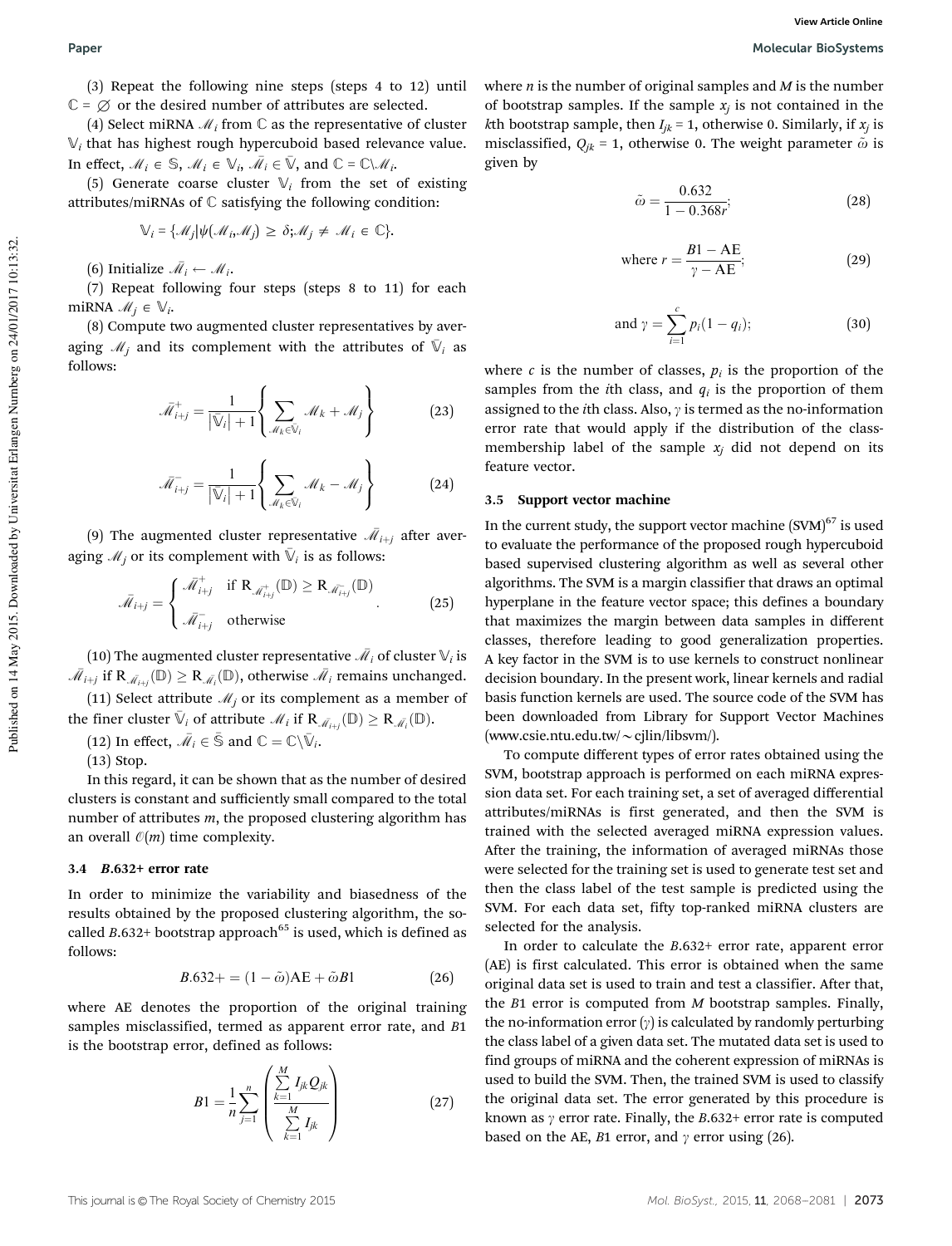(3) Repeat the following nine steps (steps 4 to 12) until $\mathbb{C} = \emptyset$ or the desired number of attributes are selected.

(4) Select miRNA $\mathscr{M}_i$ from $\mathbb{C}$ as the representative of cluster $\mathbb{V}_i$ that has highest rough hypercuboid based relevance value. In effect, $\mathscr{M}_i \in \mathbb{S}$, $\mathscr{M}_i \in \mathbb{V}_i$, $\bar{\mathscr{M}}_i \in \bar{\mathbb{V}}$, and $\mathbb{C} = \mathbb{C}\backslash\mathscr{M}_i$.

(5) Generate coarse cluster $\mathbb{V}_i$ from the set of existing attributes/miRNAs of $\mathbb{C}$ satisfying the following condition:

$$\mathbb{V}_i = \{\mathscr{M}_j | \psi(\mathscr{M}_i, \mathscr{M}_j) \geq \delta; \mathscr{M}_j \neq \mathscr{M}_i \in \mathbb{C}\}.$$

(6) Initialize $\bar{\mathscr{M}}_i \leftarrow \mathscr{M}_i$.

(7) Repeat following four steps (steps 8 to 11) for each miRNA $\mathscr{M}_j \in \mathbb{V}_i$.

(8) Compute two augmented cluster representatives by averaging $\mathscr{M}_j$ and its complement with the attributes of $\bar{\mathbb{V}}_i$ as follows:

$$\bar{\mathscr{M}}^{+}_{i+j} = \frac{1}{|\bar{\mathbb{V}}_i| + 1}\left\{\sum_{\mathscr{M}_k \in \bar{\mathbb{V}}_i} \mathscr{M}_k + \mathscr{M}_j\right\} \tag{23}$$

$$\bar{\mathscr{M}}^{-}_{i+j} = \frac{1}{|\bar{\mathbb{V}}_i| + 1}\left\{\sum_{\mathscr{M}_k \in \bar{\mathbb{V}}_i} \mathscr{M}_k - \mathscr{M}_j\right\} \tag{24}$$

(9) The augmented cluster representative $\bar{\mathscr{M}}_{i+j}$ after averaging $\mathscr{M}_j$ or its complement with $\bar{\mathbb{V}}_i$ is as follows:

$$\bar{\mathscr{M}}_{i+j} = \begin{cases} \bar{\mathscr{M}}^{+}_{i+j} & \text{if } \mathrm{R}_{\bar{\mathscr{M}}^{+}_{i+j}}(\mathbb{D}) \geq \mathrm{R}_{\bar{\mathscr{M}}^{-}_{i+j}}(\mathbb{D}) \\ \bar{\mathscr{M}}^{-}_{i+j} & \text{otherwise} \end{cases}. \tag{25}$$

(10) The augmented cluster representative $\bar{\mathscr{M}}_i$ of cluster $\mathbb{V}_i$ is $\bar{\mathscr{M}}_{i+j}$ if $\mathrm{R}_{\bar{\mathscr{M}}_{i+j}}(\mathbb{D}) \geq \mathrm{R}_{\bar{\mathscr{M}}_i}(\mathbb{D})$, otherwise $\bar{\mathscr{M}}_i$ remains unchanged.

(11) Select attribute $\mathscr{M}_j$ or its complement as a member of the finer cluster $\bar{\mathbb{V}}_i$ of attribute $\mathscr{M}_i$ if $\mathrm{R}_{\bar{\mathscr{M}}_{i+j}}(\mathbb{D}) \geq \mathrm{R}_{\bar{\mathscr{M}}_i}(\mathbb{D})$.

(12) In effect, $\bar{\mathscr{M}}_i \in \bar{\mathbb{S}}$ and $\mathbb{C} = \mathbb{C}\backslash\bar{\mathbb{V}}_i$.

(13) Stop.

In this regard, it can be shown that as the number of desired clusters is constant and sufficiently small compared to the total number of attributes $m$, the proposed clustering algorithm has an overall $\mathcal{O}(m)$ time complexity.

### 3.4 *B*.632+ error rate

In order to minimize the variability and biasedness of the results obtained by the proposed clustering algorithm, the so-called *B*.632+ bootstrap approach[65] is used, which is defined as follows:

$$B.632+ = (1 - \tilde{\omega})\mathrm{AE} + \tilde{\omega}B1 \tag{26}$$

where AE denotes the proportion of the original training samples misclassified, termed as apparent error rate, and $B1$ is the bootstrap error, defined as follows:

$$B1 = \frac{1}{n}\sum_{j=1}^{n}\left(\frac{\sum_{k=1}^{M} I_{jk}Q_{jk}}{\sum_{k=1}^{M} I_{jk}}\right) \tag{27}$$

where $n$ is the number of original samples and $M$ is the number of bootstrap samples. If the sample $x_j$ is not contained in the $k$th bootstrap sample, then $I_{jk} = 1$, otherwise 0. Similarly, if $x_j$ is misclassified, $Q_{jk} = 1$, otherwise 0. The weight parameter $\tilde{\omega}$ is given by

$$\tilde{\omega} = \frac{0.632}{1 - 0.368r}; \tag{28}$$

$$\text{where } r = \frac{B1 - \mathrm{AE}}{\gamma - \mathrm{AE}}; \tag{29}$$

$$\text{and } \gamma = \sum_{i=1}^{c} p_i(1 - q_i); \tag{30}$$

where $c$ is the number of classes, $p_i$ is the proportion of the samples from the $i$th class, and $q_i$ is the proportion of them assigned to the $i$th class. Also, $\gamma$ is termed as the no-information error rate that would apply if the distribution of the class-membership label of the sample $x_j$ did not depend on its feature vector.

### 3.5 Support vector machine

In the current study, the support vector machine (SVM)[67] is used to evaluate the performance of the proposed rough hypercuboid based supervised clustering algorithm as well as several other algorithms. The SVM is a margin classifier that draws an optimal hyperplane in the feature vector space; this defines a boundary that maximizes the margin between data samples in different classes, therefore leading to good generalization properties. A key factor in the SVM is to use kernels to construct nonlinear decision boundary. In the present work, linear kernels and radial basis function kernels are used. The source code of the SVM has been downloaded from Library for Support Vector Machines (www.csie.ntu.edu.tw/~cjlin/libsvm/).

To compute different types of error rates obtained using the SVM, bootstrap approach is performed on each miRNA expression data set. For each training set, a set of averaged differential attributes/miRNAs is first generated, and then the SVM is trained with the selected averaged miRNA expression values. After the training, the information of averaged miRNAs those were selected for the training set is used to generate test set and then the class label of the test sample is predicted using the SVM. For each data set, fifty top-ranked miRNA clusters are selected for the analysis.

In order to calculate the *B*.632+ error rate, apparent error (AE) is first calculated. This error is obtained when the same original data set is used to train and test a classifier. After that, the $B1$ error is computed from $M$ bootstrap samples. Finally, the no-information error ($\gamma$) is calculated by randomly perturbing the class label of a given data set. The mutated data set is used to find groups of miRNA and the coherent expression of miRNAs is used to build the SVM. Then, the trained SVM is used to classify the original data set. The error generated by this procedure is known as $\gamma$ error rate. Finally, the *B*.632+ error rate is computed based on the AE, $B1$ error, and $\gamma$ error using (26).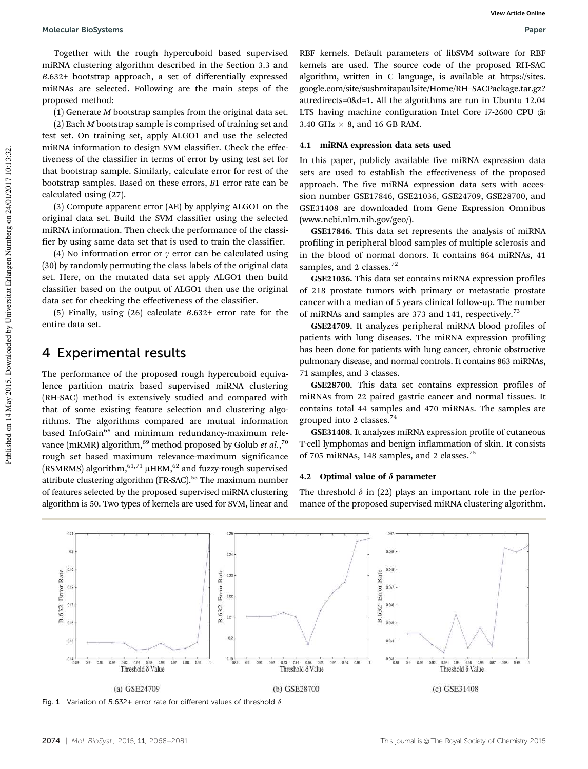Together with the rough hypercuboid based supervised miRNA clustering algorithm described in the Section 3.3 and $B$.632+ bootstrap approach, a set of differentially expressed miRNAs are selected. Following are the main steps of the proposed method:

(1) Generate $M$ bootstrap samples from the original data set.

(2) Each $M$ bootstrap sample is comprised of training set and test set. On training set, apply ALGO1 and use the selected miRNA information to design SVM classifier. Check the effectiveness of the classifier in terms of error by using test set for that bootstrap sample. Similarly, calculate error for rest of the bootstrap samples. Based on these errors, $B1$ error rate can be calculated using (27).

(3) Compute apparent error (AE) by applying ALGO1 on the original data set. Build the SVM classifier using the selected miRNA information. Then check the performance of the classifier by using same data set that is used to train the classifier.

(4) No information error or $\gamma$ error can be calculated using (30) by randomly permuting the class labels of the original data set. Here, on the mutated data set apply ALGO1 then build classifier based on the output of ALGO1 then use the original data set for checking the effectiveness of the classifier.

(5) Finally, using (26) calculate $B$.632+ error rate for the entire data set.

# 4 Experimental results

The performance of the proposed rough hypercuboid equivalence partition matrix based supervised miRNA clustering (RH-SAC) method is extensively studied and compared with that of some existing feature selection and clustering algorithms. The algorithms compared are mutual information based InfoGain[68] and minimum redundancy-maximum relevance (mRMR) algorithm,[69] method proposed by Golub *et al.*,[70] rough set based maximum relevance-maximum significance (RSMRMS) algorithm,[61,71] μHEM,[62] and fuzzy-rough supervised attribute clustering algorithm (FR-SAC).[55] The maximum number of features selected by the proposed supervised miRNA clustering algorithm is 50. Two types of kernels are used for SVM, linear and RBF kernels. Default parameters of libSVM software for RBF kernels are used. The source code of the proposed RH-SAC algorithm, written in C language, is available at https://sites.google.com/site/sushmitapaulsite/Home/RH–SACPackage.tar.gz?attredirects=0&d=1. All the algorithms are run in Ubuntu 12.04 LTS having machine configuration Intel Core i7-2600 CPU @ 3.40 GHz × 8, and 16 GB RAM.

## 4.1 miRNA expression data sets used

In this paper, publicly available five miRNA expression data sets are used to establish the effectiveness of the proposed approach. The five miRNA expression data sets with accession number GSE17846, GSE21036, GSE24709, GSE28700, and GSE31408 are downloaded from Gene Expression Omnibus (www.ncbi.nlm.nih.gov/geo/).

**GSE17846.** This data set represents the analysis of miRNA profiling in peripheral blood samples of multiple sclerosis and in the blood of normal donors. It contains 864 miRNAs, 41 samples, and 2 classes.[72]

**GSE21036.** This data set contains miRNA expression profiles of 218 prostate tumors with primary or metastatic prostate cancer with a median of 5 years clinical follow-up. The number of miRNAs and samples are 373 and 141, respectively.[73]

**GSE24709.** It analyzes peripheral miRNA blood profiles of patients with lung diseases. The miRNA expression profiling has been done for patients with lung cancer, chronic obstructive pulmonary disease, and normal controls. It contains 863 miRNAs, 71 samples, and 3 classes.

**GSE28700.** This data set contains expression profiles of miRNAs from 22 paired gastric cancer and normal tissues. It contains total 44 samples and 470 miRNAs. The samples are grouped into 2 classes.[74]

**GSE31408.** It analyzes miRNA expression profile of cutaneous T-cell lymphomas and benign inflammation of skin. It consists of 705 miRNAs, 148 samples, and 2 classes.[75]

## 4.2 Optimal value of $\delta$ parameter

The threshold $\delta$ in (22) plays an important role in the performance of the proposed supervised miRNA clustering algorithm.

(a) GSE24709 (b) GSE28700 (c) GSE31408

Fig. 1 Variation of $B$.632+ error rate for different values of threshold $\delta$.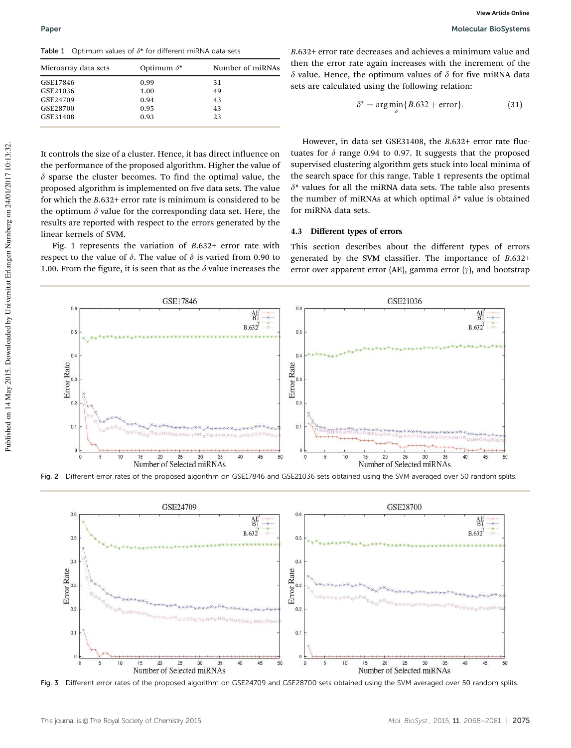Table 1 Optimum values of $\delta^*$ for different miRNA data sets

| Microarray data sets | Optimum $\delta^*$ | Number of miRNAs |
| --- | --- | --- |
| GSE17846 | 0.99 | 31 |
| GSE21036 | 1.00 | 49 |
| GSE24709 | 0.94 | 43 |
| GSE28700 | 0.95 | 43 |
| GSE31408 | 0.93 | 23 |

It controls the size of a cluster. Hence, it has direct influence on the performance of the proposed algorithm. Higher the value of $\delta$ sparse the cluster becomes. To find the optimal value, the proposed algorithm is implemented on five data sets. The value for which the $B$.632+ error rate is minimum is considered to be the optimum $\delta$ value for the corresponding data set. Here, the results are reported with respect to the errors generated by the linear kernels of SVM.

Fig. 1 represents the variation of $B$.632+ error rate with respect to the value of $\delta$. The value of $\delta$ is varied from 0.90 to 1.00. From the figure, it is seen that as the $\delta$ value increases the $B$.632+ error rate decreases and achieves a minimum value and then the error rate again increases with the increment of the $\delta$ value. Hence, the optimum values of $\delta$ for five miRNA data sets are calculated using the following relation:

$$\delta^* = \arg\min_{\delta}\{B.632 + \text{error}\}. \tag{31}$$

However, in data set GSE31408, the $B$.632+ error rate fluctuates for $\delta$ range 0.94 to 0.97. It suggests that the proposed supervised clustering algorithm gets stuck into local minima of the search space for this range. Table 1 represents the optimal $\delta^*$ values for all the miRNA data sets. The table also presents the number of miRNAs at which optimal $\delta^*$ value is obtained for miRNA data sets.

### 4.3 Different types of errors

This section describes about the different types of errors generated by the SVM classifier. The importance of $B$.632+ error over apparent error (AE), gamma error ($\gamma$), and bootstrap

Fig. 2 Different error rates of the proposed algorithm on GSE17846 and GSE21036 sets obtained using the SVM averaged over 50 random splits.

Fig. 3 Different error rates of the proposed algorithm on GSE24709 and GSE28700 sets obtained using the SVM averaged over 50 random splits.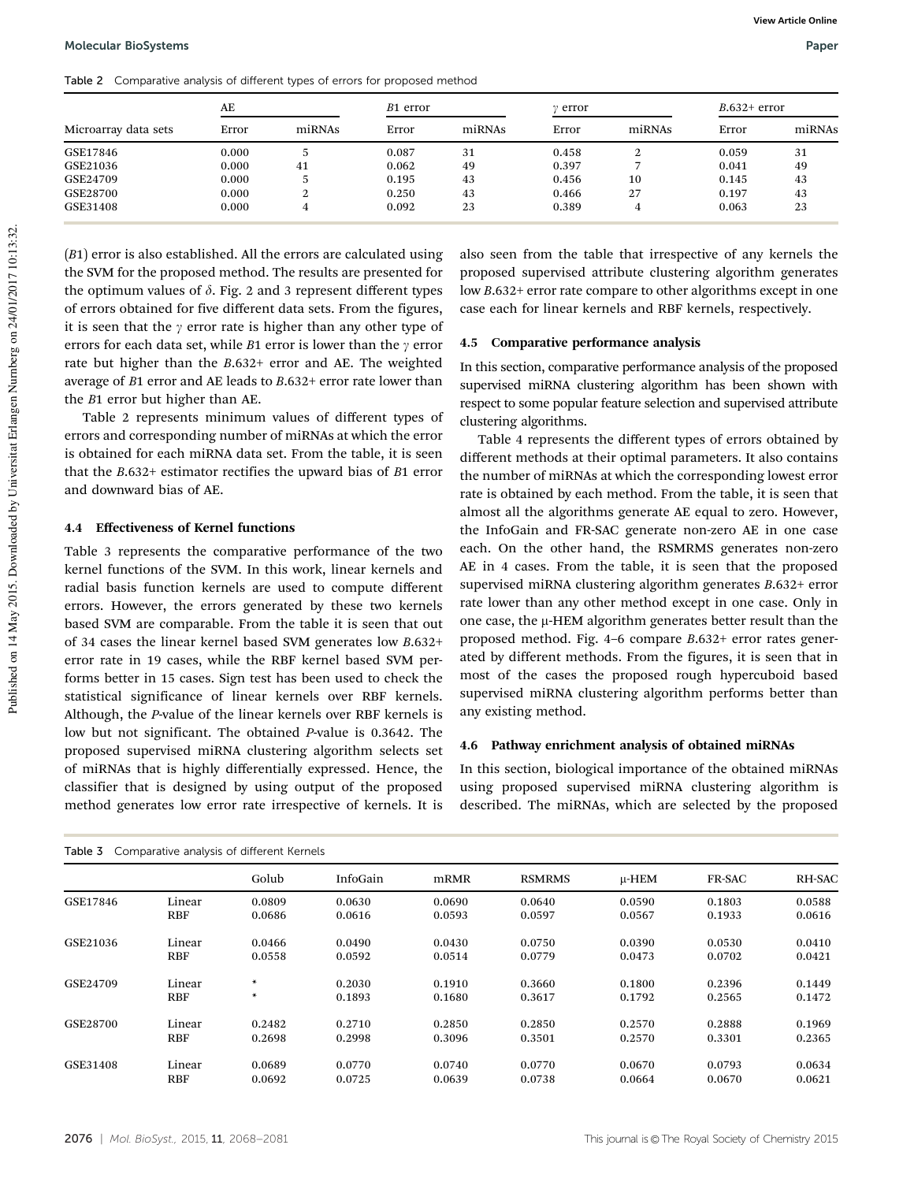Table 2 Comparative analysis of different types of errors for proposed method

| Microarray data sets | AE | | $B1$ error | | $\gamma$ error | | $B.632+$ error | |
|---|---|---|---|---|---|---|---|---|
| | Error | miRNAs | Error | miRNAs | Error | miRNAs | Error | miRNAs |
| GSE17846 | 0.000 | 5 | 0.087 | 31 | 0.458 | 2 | 0.059 | 31 |
| GSE21036 | 0.000 | 41 | 0.062 | 49 | 0.397 | 7 | 0.041 | 49 |
| GSE24709 | 0.000 | 5 | 0.195 | 43 | 0.456 | 10 | 0.145 | 43 |
| GSE28700 | 0.000 | 2 | 0.250 | 43 | 0.466 | 27 | 0.197 | 43 |
| GSE31408 | 0.000 | 4 | 0.092 | 23 | 0.389 | 4 | 0.063 | 23 |

($B1$) error is also established. All the errors are calculated using the SVM for the proposed method. The results are presented for the optimum values of $\delta$. Fig. 2 and 3 represent different types of errors obtained for five different data sets. From the figures, it is seen that the $\gamma$ error rate is higher than any other type of errors for each data set, while $B1$ error is lower than the $\gamma$ error rate but higher than the $B.632+$ error and AE. The weighted average of $B1$ error and AE leads to $B.632+$ error rate lower than the $B1$ error but higher than AE.

Table 2 represents minimum values of different types of errors and corresponding number of miRNAs at which the error is obtained for each miRNA data set. From the table, it is seen that the $B.632+$ estimator rectifies the upward bias of $B1$ error and downward bias of AE.

### 4.4 Effectiveness of Kernel functions

Table 3 represents the comparative performance of the two kernel functions of the SVM. In this work, linear kernels and radial basis function kernels are used to compute different errors. However, the errors generated by these two kernels based SVM are comparable. From the table it is seen that out of 34 cases the linear kernel based SVM generates low $B.632+$ error rate in 19 cases, while the RBF kernel based SVM performs better in 15 cases. Sign test has been used to check the statistical significance of linear kernels over RBF kernels. Although, the $P$-value of the linear kernels over RBF kernels is low but not significant. The obtained $P$-value is 0.3642. The proposed supervised miRNA clustering algorithm selects set of miRNAs that is highly differentially expressed. Hence, the classifier that is designed by using output of the proposed method generates low error rate irrespective of kernels. It is also seen from the table that irrespective of any kernels the proposed supervised attribute clustering algorithm generates low $B.632+$ error rate compare to other algorithms except in one case each for linear kernels and RBF kernels, respectively.

### 4.5 Comparative performance analysis

In this section, comparative performance analysis of the proposed supervised miRNA clustering algorithm has been shown with respect to some popular feature selection and supervised attribute clustering algorithms.

Table 4 represents the different types of errors obtained by different methods at their optimal parameters. It also contains the number of miRNAs at which the corresponding lowest error rate is obtained by each method. From the table, it is seen that almost all the algorithms generate AE equal to zero. However, the InfoGain and FR-SAC generate non-zero AE in one case each. On the other hand, the RSMRMS generates non-zero AE in 4 cases. From the table, it is seen that the proposed supervised miRNA clustering algorithm generates $B.632+$ error rate lower than any other method except in one case. Only in one case, the μ-HEM algorithm generates better result than the proposed method. Fig. 4–6 compare $B.632+$ error rates generated by different methods. From the figures, it is seen that in most of the cases the proposed rough hypercuboid based supervised miRNA clustering algorithm performs better than any existing method.

### 4.6 Pathway enrichment analysis of obtained miRNAs

In this section, biological importance of the obtained miRNAs using proposed supervised miRNA clustering algorithm is described. The miRNAs, which are selected by the proposed

Table 3 Comparative analysis of different Kernels

| | | Golub | InfoGain | mRMR | RSMRMS | μ-HEM | FR-SAC | RH-SAC |
|---|---|---|---|---|---|---|---|---|
| GSE17846 | Linear | 0.0809 | 0.0630 | 0.0690 | 0.0640 | 0.0590 | 0.1803 | 0.0588 |
| | RBF | 0.0686 | 0.0616 | 0.0593 | 0.0597 | 0.0567 | 0.1933 | 0.0616 |
| GSE21036 | Linear | 0.0466 | 0.0490 | 0.0430 | 0.0750 | 0.0390 | 0.0530 | 0.0410 |
| | RBF | 0.0558 | 0.0592 | 0.0514 | 0.0779 | 0.0473 | 0.0702 | 0.0421 |
| GSE24709 | Linear | * | 0.2030 | 0.1910 | 0.3660 | 0.1800 | 0.2396 | 0.1449 |
| | RBF | * | 0.1893 | 0.1680 | 0.3617 | 0.1792 | 0.2565 | 0.1472 |
| GSE28700 | Linear | 0.2482 | 0.2710 | 0.2850 | 0.2850 | 0.2570 | 0.2888 | 0.1969 |
| | RBF | 0.2698 | 0.2998 | 0.3096 | 0.3501 | 0.2570 | 0.3301 | 0.2365 |
| GSE31408 | Linear | 0.0689 | 0.0770 | 0.0740 | 0.0770 | 0.0670 | 0.0793 | 0.0634 |
| | RBF | 0.0692 | 0.0725 | 0.0639 | 0.0738 | 0.0664 | 0.0670 | 0.0621 |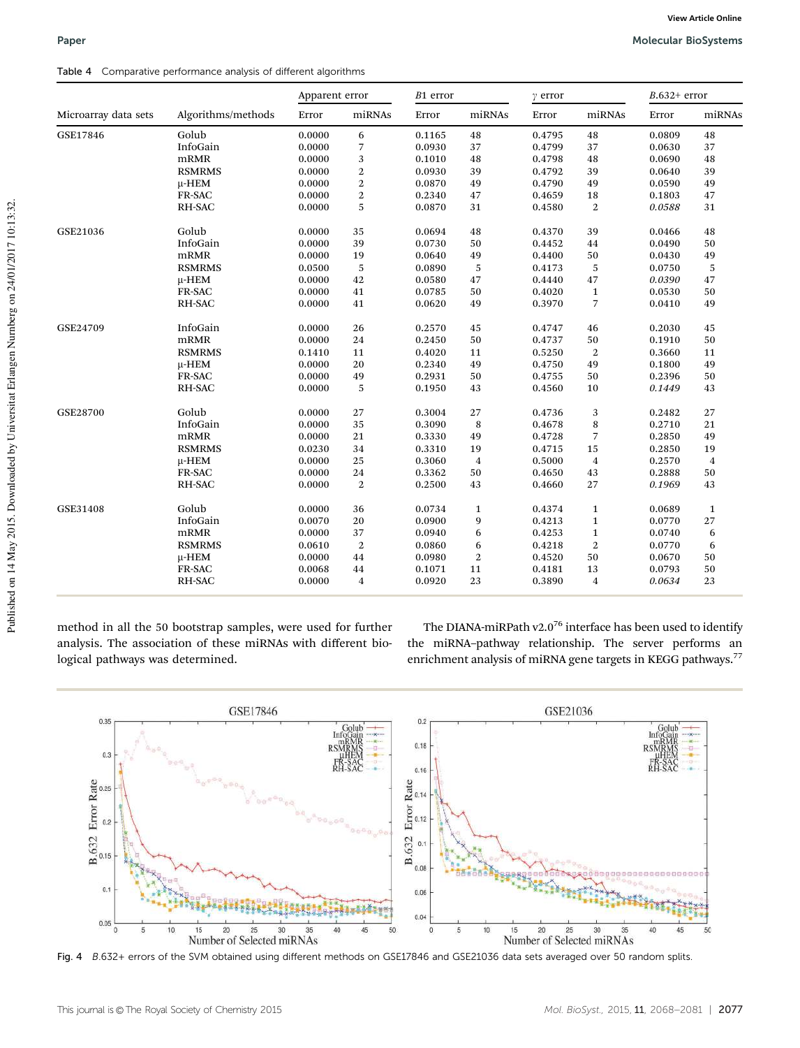Table 4 Comparative performance analysis of different algorithms

| Microarray data sets | Algorithms/methods | Apparent error | | B1 error | | γ error | | B.632+ error | |
|---|---|---|---|---|---|---|---|---|---|
| | | Error | miRNAs | Error | miRNAs | Error | miRNAs | Error | miRNAs |
| GSE17846 | Golub | 0.0000 | 6 | 0.1165 | 48 | 0.4795 | 48 | 0.0809 | 48 |
| | InfoGain | 0.0000 | 7 | 0.0930 | 37 | 0.4799 | 37 | 0.0630 | 37 |
| | mRMR | 0.0000 | 3 | 0.1010 | 48 | 0.4798 | 48 | 0.0690 | 48 |
| | RSMRMS | 0.0000 | 2 | 0.0930 | 39 | 0.4792 | 39 | 0.0640 | 39 |
| | μ-HEM | 0.0000 | 2 | 0.0870 | 49 | 0.4790 | 49 | 0.0590 | 49 |
| | FR-SAC | 0.0000 | 2 | 0.2340 | 47 | 0.4659 | 18 | 0.1803 | 47 |
| | RH-SAC | 0.0000 | 5 | 0.0870 | 31 | 0.4580 | 2 | *0.0588* | 31 |
| GSE21036 | Golub | 0.0000 | 35 | 0.0694 | 48 | 0.4370 | 39 | 0.0466 | 48 |
| | InfoGain | 0.0000 | 39 | 0.0730 | 50 | 0.4452 | 44 | 0.0490 | 50 |
| | mRMR | 0.0000 | 19 | 0.0640 | 49 | 0.4400 | 50 | 0.0430 | 49 |
| | RSMRMS | 0.0500 | 5 | 0.0890 | 5 | 0.4173 | 5 | 0.0750 | 5 |
| | μ-HEM | 0.0000 | 42 | 0.0580 | 47 | 0.4440 | 47 | *0.0390* | 47 |
| | FR-SAC | 0.0000 | 41 | 0.0785 | 50 | 0.4020 | 1 | 0.0530 | 50 |
| | RH-SAC | 0.0000 | 41 | 0.0620 | 49 | 0.3970 | 7 | 0.0410 | 49 |
| GSE24709 | InfoGain | 0.0000 | 26 | 0.2570 | 45 | 0.4747 | 46 | 0.2030 | 45 |
| | mRMR | 0.0000 | 24 | 0.2450 | 50 | 0.4737 | 50 | 0.1910 | 50 |
| | RSMRMS | 0.1410 | 11 | 0.4020 | 11 | 0.5250 | 2 | 0.3660 | 11 |
| | μ-HEM | 0.0000 | 20 | 0.2340 | 49 | 0.4750 | 49 | 0.1800 | 49 |
| | FR-SAC | 0.0000 | 49 | 0.2931 | 50 | 0.4755 | 50 | 0.2396 | 50 |
| | RH-SAC | 0.0000 | 5 | 0.1950 | 43 | 0.4560 | 10 | *0.1449* | 43 |
| GSE28700 | Golub | 0.0000 | 27 | 0.3004 | 27 | 0.4736 | 3 | 0.2482 | 27 |
| | InfoGain | 0.0000 | 35 | 0.3090 | 8 | 0.4678 | 8 | 0.2710 | 21 |
| | mRMR | 0.0000 | 21 | 0.3330 | 49 | 0.4728 | 7 | 0.2850 | 49 |
| | RSMRMS | 0.0230 | 34 | 0.3310 | 19 | 0.4715 | 15 | 0.2850 | 19 |
| | μ-HEM | 0.0000 | 25 | 0.3060 | 4 | 0.5000 | 4 | 0.2570 | 4 |
| | FR-SAC | 0.0000 | 24 | 0.3362 | 50 | 0.4650 | 43 | 0.2888 | 50 |
| | RH-SAC | 0.0000 | 2 | 0.2500 | 43 | 0.4660 | 27 | *0.1969* | 43 |
| GSE31408 | Golub | 0.0000 | 36 | 0.0734 | 1 | 0.4374 | 1 | 0.0689 | 1 |
| | InfoGain | 0.0070 | 20 | 0.0900 | 9 | 0.4213 | 1 | 0.0770 | 27 |
| | mRMR | 0.0000 | 37 | 0.0940 | 6 | 0.4253 | 1 | 0.0740 | 6 |
| | RSMRMS | 0.0610 | 2 | 0.0860 | 6 | 0.4218 | 2 | 0.0770 | 6 |
| | μ-HEM | 0.0000 | 44 | 0.0980 | 2 | 0.4520 | 50 | 0.0670 | 50 |
| | FR-SAC | 0.0068 | 44 | 0.1071 | 11 | 0.4181 | 13 | 0.0793 | 50 |
| | RH-SAC | 0.0000 | 4 | 0.0920 | 23 | 0.3890 | 4 | *0.0634* | 23 |

method in all the 50 bootstrap samples, were used for further analysis. The association of these miRNAs with different biological pathways was determined.

The DIANA-miRPath v2.0[76] interface has been used to identify the miRNA–pathway relationship. The server performs an enrichment analysis of miRNA gene targets in KEGG pathways.[77]

Fig. 4 *B*.632+ errors of the SVM obtained using different methods on GSE17846 and GSE21036 data sets averaged over 50 random splits.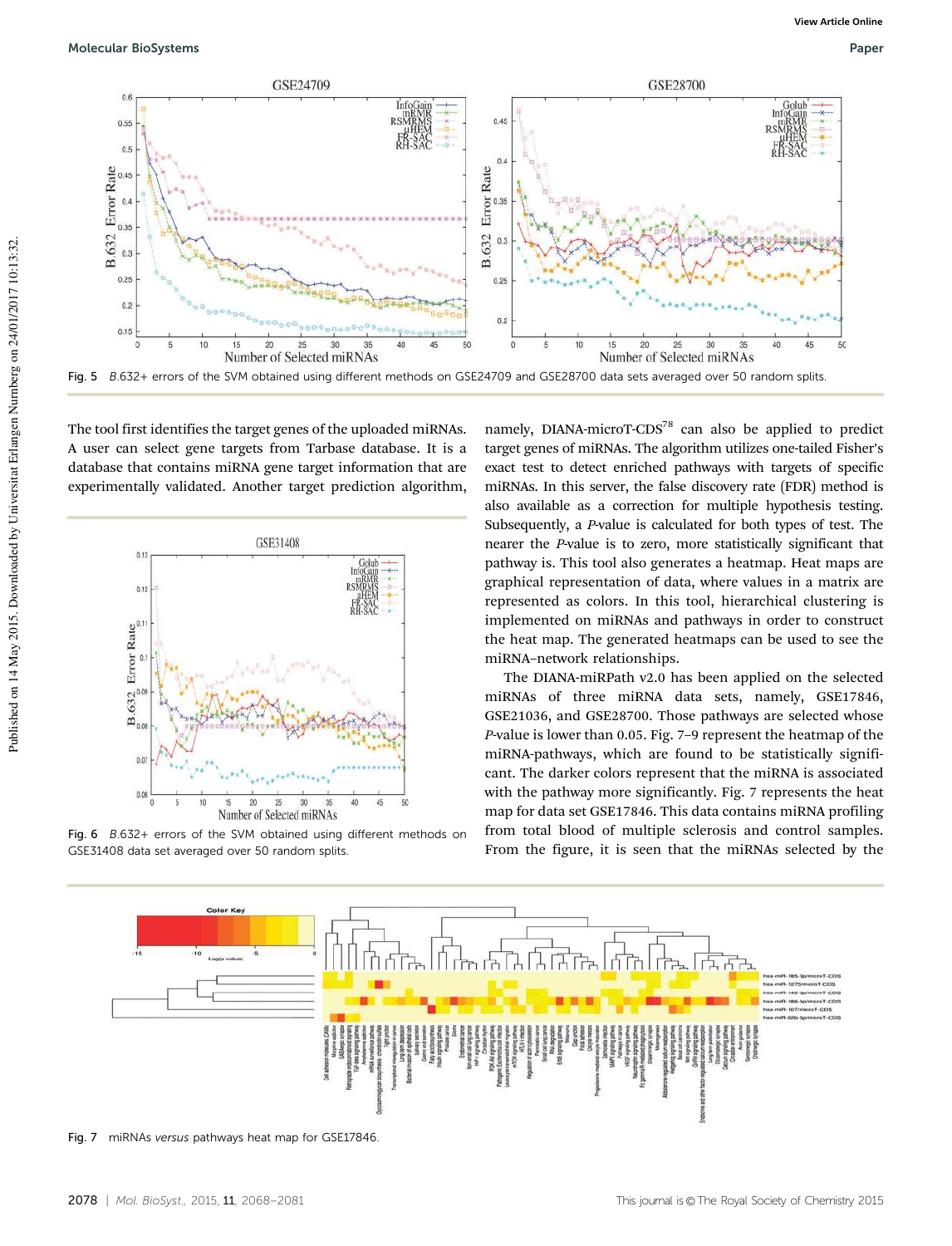Fig. 5 B.632+ errors of the SVM obtained using different methods on GSE24709 and GSE28700 data sets averaged over 50 random splits.

The tool first identifies the target genes of the uploaded miRNAs. A user can select gene targets from Tarbase database. It is a database that contains miRNA gene target information that are experimentally validated. Another target prediction algorithm, namely, DIANA-microT-CDS[78] can also be applied to predict target genes of miRNAs. The algorithm utilizes one-tailed Fisher's exact test to detect enriched pathways with targets of specific miRNAs. In this server, the false discovery rate (FDR) method is also available as a correction for multiple hypothesis testing. Subsequently, a *P*-value is calculated for both types of test. The nearer the *P*-value is to zero, more statistically significant that pathway is. This tool also generates a heatmap. Heat maps are graphical representation of data, where values in a matrix are represented as colors. In this tool, hierarchical clustering is implemented on miRNAs and pathways in order to construct the heat map. The generated heatmaps can be used to see the miRNA–network relationships.

The DIANA-miRPath v2.0 has been applied on the selected miRNAs of three miRNA data sets, namely, GSE17846, GSE21036, and GSE28700. Those pathways are selected whose *P*-value is lower than 0.05. Fig. 7–9 represent the heatmap of the miRNA-pathways, which are found to be statistically significant. The darker colors represent that the miRNA is associated with the pathway more significantly. Fig. 7 represents the heat map for data set GSE17846. This data contains miRNA profiling from total blood of multiple sclerosis and control samples. From the figure, it is seen that the miRNAs selected by the

Fig. 6 B.632+ errors of the SVM obtained using different methods on GSE31408 data set averaged over 50 random splits.

Fig. 7 miRNAs *versus* pathways heat map for GSE17846.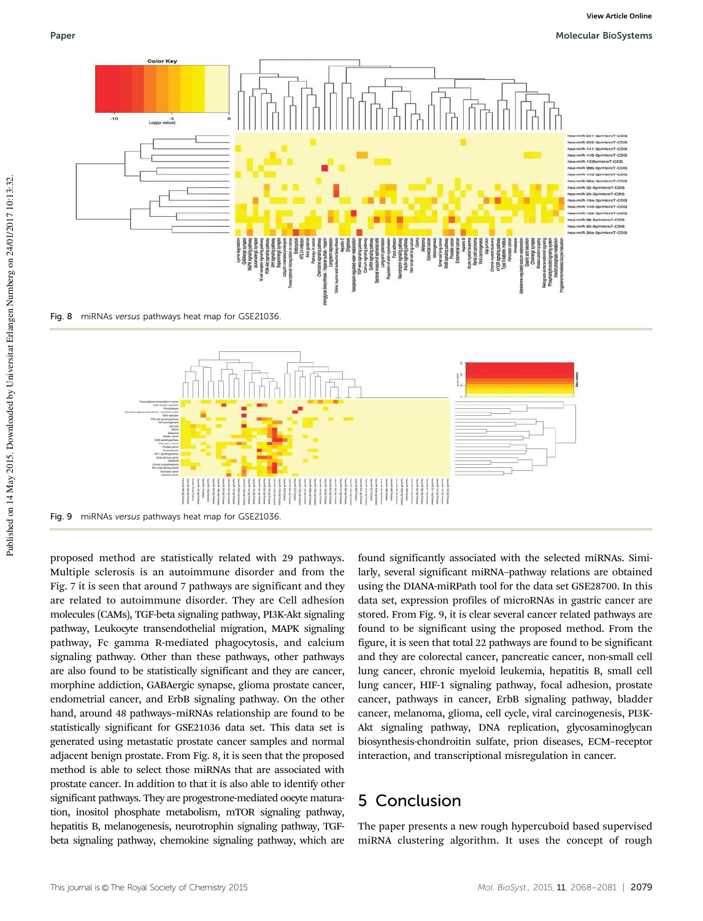Fig. 8 miRNAs *versus* pathways heat map for GSE21036.

Fig. 9 miRNAs *versus* pathways heat map for GSE21036.

proposed method are statistically related with 29 pathways. Multiple sclerosis is an autoimmune disorder and from the Fig. 7 it is seen that around 7 pathways are significant and they are related to autoimmune disorder. They are Cell adhesion molecules (CAMs), TGF-beta signaling pathway, PI3K-Akt signaling pathway, Leukocyte transendothelial migration, MAPK signaling pathway, Fc gamma R-mediated phagocytosis, and calcium signaling pathway. Other than these pathways, other pathways are also found to be statistically significant and they are cancer, morphine addiction, GABAergic synapse, glioma prostate cancer, endometrial cancer, and ErbB signaling pathway. On the other hand, around 48 pathways–miRNAs relationship are found to be statistically significant for GSE21036 data set. This data set is generated using metastatic prostate cancer samples and normal adjacent benign prostate. From Fig. 8, it is seen that the proposed method is able to select those miRNAs that are associated with prostate cancer. In addition to that it is also able to identify other significant pathways. They are progestrone-mediated oocyte maturation, inositol phosphate metabolism, mTOR signaling pathway, hepatitis B, melanogenesis, neurotrophin signaling pathway, TGF-beta signaling pathway, chemokine signaling pathway, which are found significantly associated with the selected miRNAs. Similarly, several significant miRNA–pathway relations are obtained using the DIANA-miRPath tool for the data set GSE28700. In this data set, expression profiles of microRNAs in gastric cancer are stored. From Fig. 9, it is clear several cancer related pathways are found to be significant using the proposed method. From the figure, it is seen that total 22 pathways are found to be significant and they are colorectal cancer, pancreatic cancer, non-small cell lung cancer, chronic myeloid leukemia, hepatitis B, small cell lung cancer, HIF-1 signaling pathway, focal adhesion, prostate cancer, pathways in cancer, ErbB signaling pathway, bladder cancer, melanoma, glioma, cell cycle, viral carcinogenesis, PI3K-Akt signaling pathway, DNA replication, glycosaminoglycan biosynthesis-chondroitin sulfate, prion diseases, ECM–receptor interaction, and transcriptional misregulation in cancer.

## 5 Conclusion

The paper presents a new rough hypercuboid based supervised miRNA clustering algorithm. It uses the concept of rough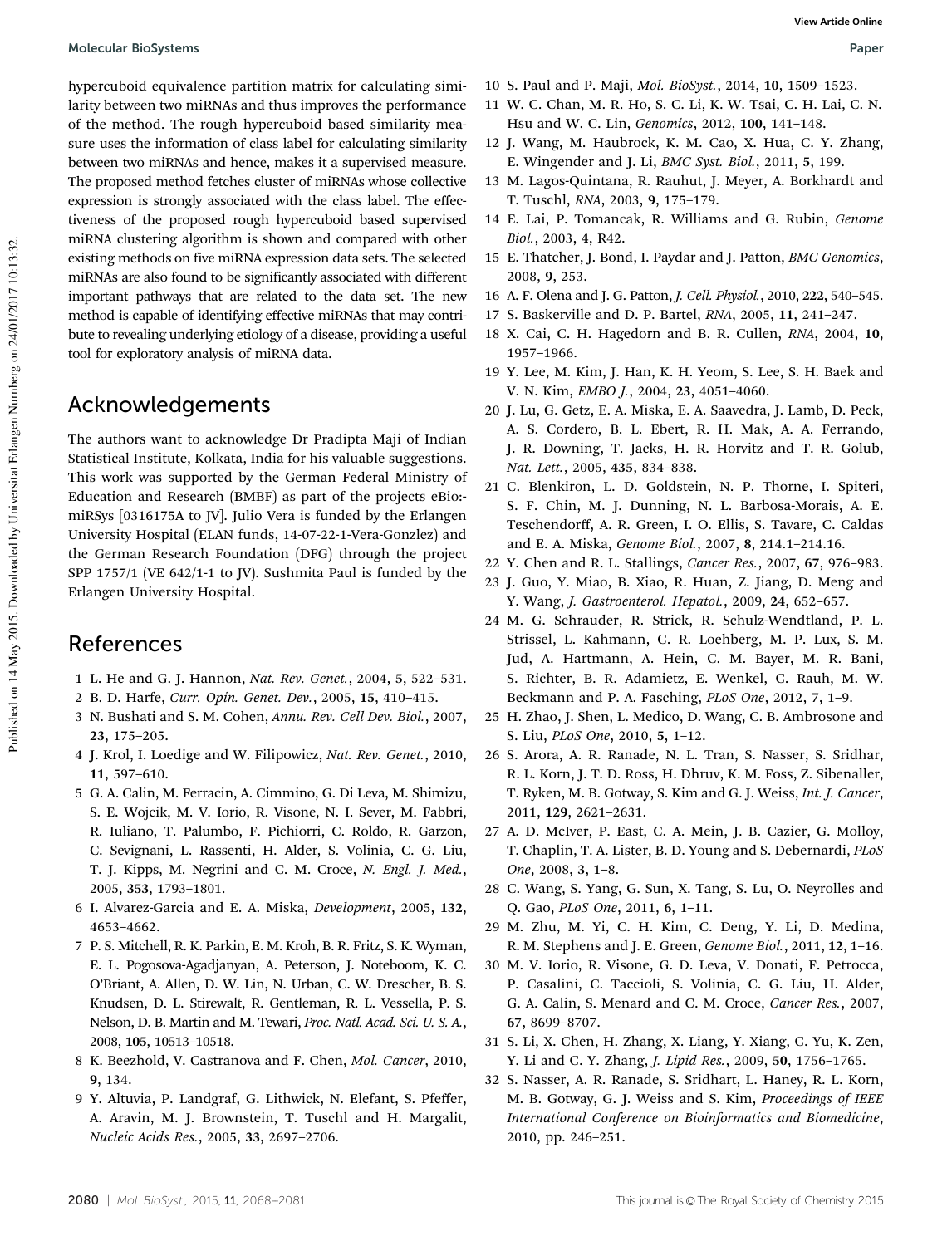hypercuboid equivalence partition matrix for calculating similarity between two miRNAs and thus improves the performance of the method. The rough hypercuboid based similarity measure uses the information of class label for calculating similarity between two miRNAs and hence, makes it a supervised measure. The proposed method fetches cluster of miRNAs whose collective expression is strongly associated with the class label. The effectiveness of the proposed rough hypercuboid based supervised miRNA clustering algorithm is shown and compared with other existing methods on five miRNA expression data sets. The selected miRNAs are also found to be significantly associated with different important pathways that are related to the data set. The new method is capable of identifying effective miRNAs that may contribute to revealing underlying etiology of a disease, providing a useful tool for exploratory analysis of miRNA data.

## Acknowledgements

The authors want to acknowledge Dr Pradipta Maji of Indian Statistical Institute, Kolkata, India for his valuable suggestions. This work was supported by the German Federal Ministry of Education and Research (BMBF) as part of the projects eBio:-miRSys [0316175A to JV]. Julio Vera is funded by the Erlangen University Hospital (ELAN funds, 14-07-22-1-Vera-Gonzlez) and the German Research Foundation (DFG) through the project SPP 1757/1 (VE 642/1-1 to JV). Sushmita Paul is funded by the Erlangen University Hospital.

## References

1 L. He and G. J. Hannon, *Nat. Rev. Genet.*, 2004, **5**, 522–531.
2 B. D. Harfe, *Curr. Opin. Genet. Dev.*, 2005, **15**, 410–415.
3 N. Bushati and S. M. Cohen, *Annu. Rev. Cell Dev. Biol.*, 2007, **23**, 175–205.
4 J. Krol, I. Loedige and W. Filipowicz, *Nat. Rev. Genet.*, 2010, **11**, 597–610.
5 G. A. Calin, M. Ferracin, A. Cimmino, G. Di Leva, M. Shimizu, S. E. Wojcik, M. V. Iorio, R. Visone, N. I. Sever, M. Fabbri, R. Iuliano, T. Palumbo, F. Pichiorri, C. Roldo, R. Garzon, C. Sevignani, L. Rassenti, H. Alder, S. Volinia, C. G. Liu, T. J. Kipps, M. Negrini and C. M. Croce, *N. Engl. J. Med.*, 2005, **353**, 1793–1801.
6 I. Alvarez-Garcia and E. A. Miska, *Development*, 2005, **132**, 4653–4662.
7 P. S. Mitchell, R. K. Parkin, E. M. Kroh, B. R. Fritz, S. K. Wyman, E. L. Pogosova-Agadjanyan, A. Peterson, J. Noteboom, K. C. O'Briant, A. Allen, D. W. Lin, N. Urban, C. W. Drescher, B. S. Knudsen, D. L. Stirewalt, R. Gentleman, R. L. Vessella, P. S. Nelson, D. B. Martin and M. Tewari, *Proc. Natl. Acad. Sci. U. S. A.*, 2008, **105**, 10513–10518.
8 K. Beezhold, V. Castranova and F. Chen, *Mol. Cancer*, 2010, **9**, 134.
9 Y. Altuvia, P. Landgraf, G. Lithwick, N. Elefant, S. Pfeffer, A. Aravin, M. J. Brownstein, T. Tuschl and H. Margalit, *Nucleic Acids Res.*, 2005, **33**, 2697–2706.
10 S. Paul and P. Maji, *Mol. BioSyst.*, 2014, **10**, 1509–1523.
11 W. C. Chan, M. R. Ho, S. C. Li, K. W. Tsai, C. H. Lai, C. N. Hsu and W. C. Lin, *Genomics*, 2012, **100**, 141–148.
12 J. Wang, M. Haubrock, K. M. Cao, X. Hua, C. Y. Zhang, E. Wingender and J. Li, *BMC Syst. Biol.*, 2011, **5**, 199.
13 M. Lagos-Quintana, R. Rauhut, J. Meyer, A. Borkhardt and T. Tuschl, *RNA*, 2003, **9**, 175–179.
14 E. Lai, P. Tomancak, R. Williams and G. Rubin, *Genome Biol.*, 2003, **4**, R42.
15 E. Thatcher, J. Bond, I. Paydar and J. Patton, *BMC Genomics*, 2008, **9**, 253.
16 A. F. Olena and J. G. Patton, *J. Cell. Physiol.*, 2010, **222**, 540–545.
17 S. Baskerville and D. P. Bartel, *RNA*, 2005, **11**, 241–247.
18 X. Cai, C. H. Hagedorn and B. R. Cullen, *RNA*, 2004, **10**, 1957–1966.
19 Y. Lee, M. Kim, J. Han, K. H. Yeom, S. Lee, S. H. Baek and V. N. Kim, *EMBO J.*, 2004, **23**, 4051–4060.
20 J. Lu, G. Getz, E. A. Miska, E. A. Saavedra, J. Lamb, D. Peck, A. S. Cordero, B. L. Ebert, R. H. Mak, A. A. Ferrando, J. R. Downing, T. Jacks, H. R. Horvitz and T. R. Golub, *Nat. Lett.*, 2005, **435**, 834–838.
21 C. Blenkiron, L. D. Goldstein, N. P. Thorne, I. Spiteri, S. F. Chin, M. J. Dunning, N. L. Barbosa-Morais, A. E. Teschendorff, A. R. Green, I. O. Ellis, S. Tavare, C. Caldas and E. A. Miska, *Genome Biol.*, 2007, **8**, 214.1–214.16.
22 Y. Chen and R. L. Stallings, *Cancer Res.*, 2007, **67**, 976–983.
23 J. Guo, Y. Miao, B. Xiao, R. Huan, Z. Jiang, D. Meng and Y. Wang, *J. Gastroenterol. Hepatol.*, 2009, **24**, 652–657.
24 M. G. Schrauder, R. Strick, R. Schulz-Wendtland, P. L. Strissel, L. Kahmann, C. R. Loehberg, M. P. Lux, S. M. Jud, A. Hartmann, A. Hein, C. M. Bayer, M. R. Bani, S. Richter, B. R. Adamietz, E. Wenkel, C. Rauh, M. W. Beckmann and P. A. Fasching, *PLoS One*, 2012, **7**, 1–9.
25 H. Zhao, J. Shen, L. Medico, D. Wang, C. B. Ambrosone and S. Liu, *PLoS One*, 2010, **5**, 1–12.
26 S. Arora, A. R. Ranade, N. L. Tran, S. Nasser, S. Sridhar, R. L. Korn, J. T. D. Ross, H. Dhruv, K. M. Foss, Z. Sibenaller, T. Ryken, M. B. Gotway, S. Kim and G. J. Weiss, *Int. J. Cancer*, 2011, **129**, 2621–2631.
27 A. D. McIver, P. East, C. A. Mein, J. B. Cazier, G. Molloy, T. Chaplin, T. A. Lister, B. D. Young and S. Debernardi, *PLoS One*, 2008, **3**, 1–8.
28 C. Wang, S. Yang, G. Sun, X. Tang, S. Lu, O. Neyrolles and Q. Gao, *PLoS One*, 2011, **6**, 1–11.
29 M. Zhu, M. Yi, C. H. Kim, C. Deng, Y. Li, D. Medina, R. M. Stephens and J. E. Green, *Genome Biol.*, 2011, **12**, 1–16.
30 M. V. Iorio, R. Visone, G. D. Leva, V. Donati, F. Petrocca, P. Casalini, C. Taccioli, S. Volinia, C. G. Liu, H. Alder, G. A. Calin, S. Menard and C. M. Croce, *Cancer Res.*, 2007, **67**, 8699–8707.
31 S. Li, X. Chen, H. Zhang, X. Liang, Y. Xiang, C. Yu, K. Zen, Y. Li and C. Y. Zhang, *J. Lipid Res.*, 2009, **50**, 1756–1765.
32 S. Nasser, A. R. Ranade, S. Sridhart, L. Haney, R. L. Korn, M. B. Gotway, G. J. Weiss and S. Kim, *Proceedings of IEEE International Conference on Bioinformatics and Biomedicine*, 2010, pp. 246–251.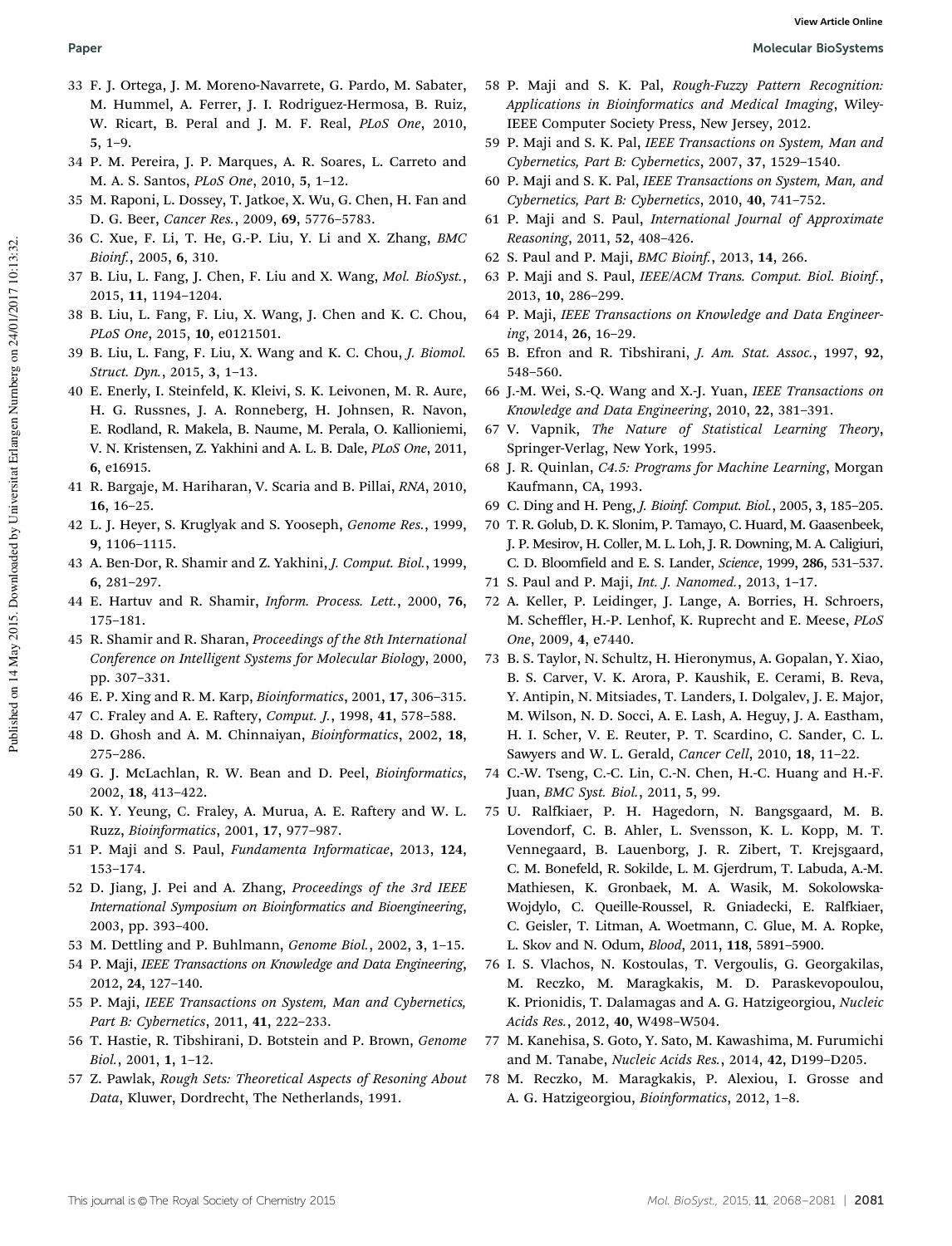33 F. J. Ortega, J. M. Moreno-Navarrete, G. Pardo, M. Sabater, M. Hummel, A. Ferrer, J. I. Rodriguez-Hermosa, B. Ruiz, W. Ricart, B. Peral and J. M. F. Real, *PLoS One*, 2010, **5**, 1–9.

34 P. M. Pereira, J. P. Marques, A. R. Soares, L. Carreto and M. A. S. Santos, *PLoS One*, 2010, **5**, 1–12.

35 M. Raponi, L. Dossey, T. Jatkoe, X. Wu, G. Chen, H. Fan and D. G. Beer, *Cancer Res.*, 2009, **69**, 5776–5783.

36 C. Xue, F. Li, T. He, G.-P. Liu, Y. Li and X. Zhang, *BMC Bioinf.*, 2005, **6**, 310.

37 B. Liu, L. Fang, J. Chen, F. Liu and X. Wang, *Mol. BioSyst.*, 2015, **11**, 1194–1204.

38 B. Liu, L. Fang, F. Liu, X. Wang, J. Chen and K. C. Chou, *PLoS One*, 2015, **10**, e0121501.

39 B. Liu, L. Fang, F. Liu, X. Wang and K. C. Chou, *J. Biomol. Struct. Dyn.*, 2015, **3**, 1–13.

40 E. Enerly, I. Steinfeld, K. Kleivi, S. K. Leivonen, M. R. Aure, H. G. Russnes, J. A. Ronneberg, H. Johnsen, R. Navon, E. Rodland, R. Makela, B. Naume, M. Perala, O. Kallioniemi, V. N. Kristensen, Z. Yakhini and A. L. B. Dale, *PLoS One*, 2011, **6**, e16915.

41 R. Bargaje, M. Hariharan, V. Scaria and B. Pillai, *RNA*, 2010, **16**, 16–25.

42 L. J. Heyer, S. Kruglyak and S. Yooseph, *Genome Res.*, 1999, **9**, 1106–1115.

43 A. Ben-Dor, R. Shamir and Z. Yakhini, *J. Comput. Biol.*, 1999, **6**, 281–297.

44 E. Hartuv and R. Shamir, *Inform. Process. Lett.*, 2000, **76**, 175–181.

45 R. Shamir and R. Sharan, *Proceedings of the 8th International Conference on Intelligent Systems for Molecular Biology*, 2000, pp. 307–331.

46 E. P. Xing and R. M. Karp, *Bioinformatics*, 2001, **17**, 306–315.

47 C. Fraley and A. E. Raftery, *Comput. J.*, 1998, **41**, 578–588.

48 D. Ghosh and A. M. Chinnaiyan, *Bioinformatics*, 2002, **18**, 275–286.

49 G. J. McLachlan, R. W. Bean and D. Peel, *Bioinformatics*, 2002, **18**, 413–422.

50 K. Y. Yeung, C. Fraley, A. Murua, A. E. Raftery and W. L. Ruzz, *Bioinformatics*, 2001, **17**, 977–987.

51 P. Maji and S. Paul, *Fundamenta Informaticae*, 2013, **124**, 153–174.

52 D. Jiang, J. Pei and A. Zhang, *Proceedings of the 3rd IEEE International Symposium on Bioinformatics and Bioengineering*, 2003, pp. 393–400.

53 M. Dettling and P. Buhlmann, *Genome Biol.*, 2002, **3**, 1–15.

54 P. Maji, *IEEE Transactions on Knowledge and Data Engineering*, 2012, **24**, 127–140.

55 P. Maji, *IEEE Transactions on System, Man and Cybernetics, Part B: Cybernetics*, 2011, **41**, 222–233.

56 T. Hastie, R. Tibshirani, D. Botstein and P. Brown, *Genome Biol.*, 2001, **1**, 1–12.

57 Z. Pawlak, *Rough Sets: Theoretical Aspects of Resoning About Data*, Kluwer, Dordrecht, The Netherlands, 1991.

58 P. Maji and S. K. Pal, *Rough-Fuzzy Pattern Recognition: Applications in Bioinformatics and Medical Imaging*, Wiley-IEEE Computer Society Press, New Jersey, 2012.

59 P. Maji and S. K. Pal, *IEEE Transactions on System, Man and Cybernetics, Part B: Cybernetics*, 2007, **37**, 1529–1540.

60 P. Maji and S. K. Pal, *IEEE Transactions on System, Man, and Cybernetics, Part B: Cybernetics*, 2010, **40**, 741–752.

61 P. Maji and S. Paul, *International Journal of Approximate Reasoning*, 2011, **52**, 408–426.

62 S. Paul and P. Maji, *BMC Bioinf.*, 2013, **14**, 266.

63 P. Maji and S. Paul, *IEEE/ACM Trans. Comput. Biol. Bioinf.*, 2013, **10**, 286–299.

64 P. Maji, *IEEE Transactions on Knowledge and Data Engineering*, 2014, **26**, 16–29.

65 B. Efron and R. Tibshirani, *J. Am. Stat. Assoc.*, 1997, **92**, 548–560.

66 J.-M. Wei, S.-Q. Wang and X.-J. Yuan, *IEEE Transactions on Knowledge and Data Engineering*, 2010, **22**, 381–391.

67 V. Vapnik, *The Nature of Statistical Learning Theory*, Springer-Verlag, New York, 1995.

68 J. R. Quinlan, *C4.5: Programs for Machine Learning*, Morgan Kaufmann, CA, 1993.

69 C. Ding and H. Peng, *J. Bioinf. Comput. Biol.*, 2005, **3**, 185–205.

70 T. R. Golub, D. K. Slonim, P. Tamayo, C. Huard, M. Gaasenbeek, J. P. Mesirov, H. Coller, M. L. Loh, J. R. Downing, M. A. Caligiuri, C. D. Bloomfield and E. S. Lander, *Science*, 1999, **286**, 531–537.

71 S. Paul and P. Maji, *Int. J. Nanomed.*, 2013, 1–17.

72 A. Keller, P. Leidinger, J. Lange, A. Borries, H. Schroers, M. Scheffler, H.-P. Lenhof, K. Ruprecht and E. Meese, *PLoS One*, 2009, **4**, e7440.

73 B. S. Taylor, N. Schultz, H. Hieronymus, A. Gopalan, Y. Xiao, B. S. Carver, V. K. Arora, P. Kaushik, E. Cerami, B. Reva, Y. Antipin, N. Mitsiades, T. Landers, I. Dolgalev, J. E. Major, M. Wilson, N. D. Socci, A. E. Lash, A. Heguy, J. A. Eastham, H. I. Scher, V. E. Reuter, P. T. Scardino, C. Sander, C. L. Sawyers and W. L. Gerald, *Cancer Cell*, 2010, **18**, 11–22.

74 C.-W. Tseng, C.-C. Lin, C.-N. Chen, H.-C. Huang and H.-F. Juan, *BMC Syst. Biol.*, 2011, **5**, 99.

75 U. Ralfkiaer, P. H. Hagedorn, N. Bangsgaard, M. B. Lovendorf, C. B. Ahler, L. Svensson, K. L. Kopp, M. T. Vennegaard, B. Lauenborg, J. R. Zibert, T. Krejsgaard, C. M. Bonefeld, R. Sokilde, L. M. Gjerdrum, T. Labuda, A.-M. Mathiesen, K. Gronbaek, M. A. Wasik, M. Sokolowska-Wojdylo, C. Queille-Roussel, R. Gniadecki, E. Ralfkiaer, C. Geisler, T. Litman, A. Woetmann, C. Glue, M. A. Ropke, L. Skov and N. Odum, *Blood*, 2011, **118**, 5891–5900.

76 I. S. Vlachos, N. Kostoulas, T. Vergoulis, G. Georgakilas, M. Reczko, M. Maragkakis, M. D. Paraskevopoulou, K. Prionidis, T. Dalamagas and A. G. Hatzigeorgiou, *Nucleic Acids Res.*, 2012, **40**, W498–W504.

77 M. Kanehisa, S. Goto, Y. Sato, M. Kawashima, M. Furumichi and M. Tanabe, *Nucleic Acids Res.*, 2014, **42**, D199–D205.

78 M. Reczko, M. Maragkakis, P. Alexiou, I. Grosse and A. G. Hatzigeorgiou, *Bioinformatics*, 2012, 1–8.